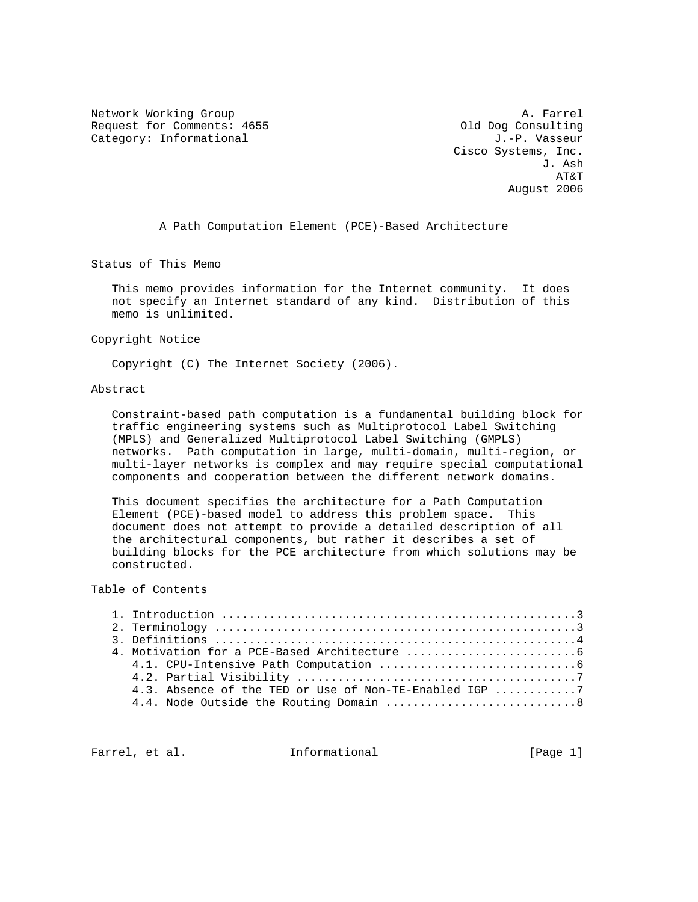Network Working Group A. Farrel
Request for Comments: 4655 Old Dog Consulting
Category: Informational J.-P. Vasseur
Cisco Systems, Inc.
J. Ash
AT&T
August 2006

# A Path Computation Element (PCE)-Based Architecture

## Status of This Memo

This memo provides information for the Internet community. It does not specify an Internet standard of any kind. Distribution of this memo is unlimited.

## Copyright Notice

Copyright (C) The Internet Society (2006).

## Abstract

Constraint-based path computation is a fundamental building block for traffic engineering systems such as Multiprotocol Label Switching (MPLS) and Generalized Multiprotocol Label Switching (GMPLS) networks. Path computation in large, multi-domain, multi-region, or multi-layer networks is complex and may require special computational components and cooperation between the different network domains.

This document specifies the architecture for a Path Computation Element (PCE)-based model to address this problem space. This document does not attempt to provide a detailed description of all the architectural components, but rather it describes a set of building blocks for the PCE architecture from which solutions may be constructed.

## Table of Contents

1. Introduction ....................................................3
2. Terminology .....................................................3
3. Definitions .....................................................4
4. Motivation for a PCE-Based Architecture .........................6
   4.1. CPU-Intensive Path Computation .............................6
   4.2. Partial Visibility .........................................7
   4.3. Absence of the TED or Use of Non-TE-Enabled IGP ............7
   4.4. Node Outside the Routing Domain ............................8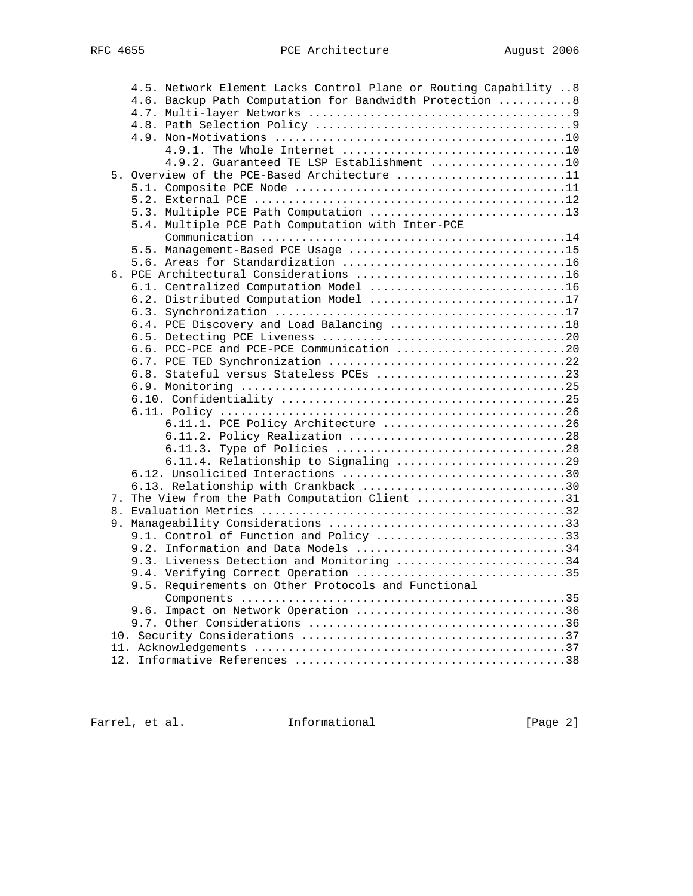```
      4.5. Network Element Lacks Control Plane or Routing Capability ..8
      4.6. Backup Path Computation for Bandwidth Protection ...........8
      4.7. Multi-layer Networks .......................................9
      4.8. Path Selection Policy ......................................9
      4.9. Non-Motivations ...........................................10
           4.9.1. The Whole Internet .................................10
           4.9.2. Guaranteed TE LSP Establishment ....................10
   5. Overview of the PCE-Based Architecture .........................11
      5.1. Composite PCE Node ........................................11
      5.2. External PCE ..............................................12
      5.3. Multiple PCE Path Computation .............................13
      5.4. Multiple PCE Path Computation with Inter-PCE
           Communication .............................................14
      5.5. Management-Based PCE Usage ................................15
      5.6. Areas for Standardization .................................16
   6. PCE Architectural Considerations ...............................16
      6.1. Centralized Computation Model .............................16
      6.2. Distributed Computation Model .............................17
      6.3. Synchronization ...........................................17
      6.4. PCE Discovery and Load Balancing ..........................18
      6.5. Detecting PCE Liveness ....................................20
      6.6. PCC-PCE and PCE-PCE Communication .........................20
      6.7. PCE TED Synchronization ...................................22
      6.8. Stateful versus Stateless PCEs ............................23
      6.9. Monitoring ................................................25
      6.10. Confidentiality ..........................................25
      6.11. Policy ...................................................26
           6.11.1. PCE Policy Architecture ...........................26
           6.11.2. Policy Realization ................................28
           6.11.3. Type of Policies ..................................28
           6.11.4. Relationship to Signaling .........................29
      6.12. Unsolicited Interactions .................................30
      6.13. Relationship with Crankback ..............................30
   7. The View from the Path Computation Client ......................31
   8. Evaluation Metrics .............................................32
   9. Manageability Considerations ...................................33
      9.1. Control of Function and Policy ............................33
      9.2. Information and Data Models ...............................34
      9.3. Liveness Detection and Monitoring .........................34
      9.4. Verifying Correct Operation ...............................35
      9.5. Requirements on Other Protocols and Functional
           Components ................................................35
      9.6. Impact on Network Operation ...............................36
      9.7. Other Considerations ......................................36
   10. Security Considerations .......................................37
   11. Acknowledgements ..............................................37
   12. Informative References ........................................38
```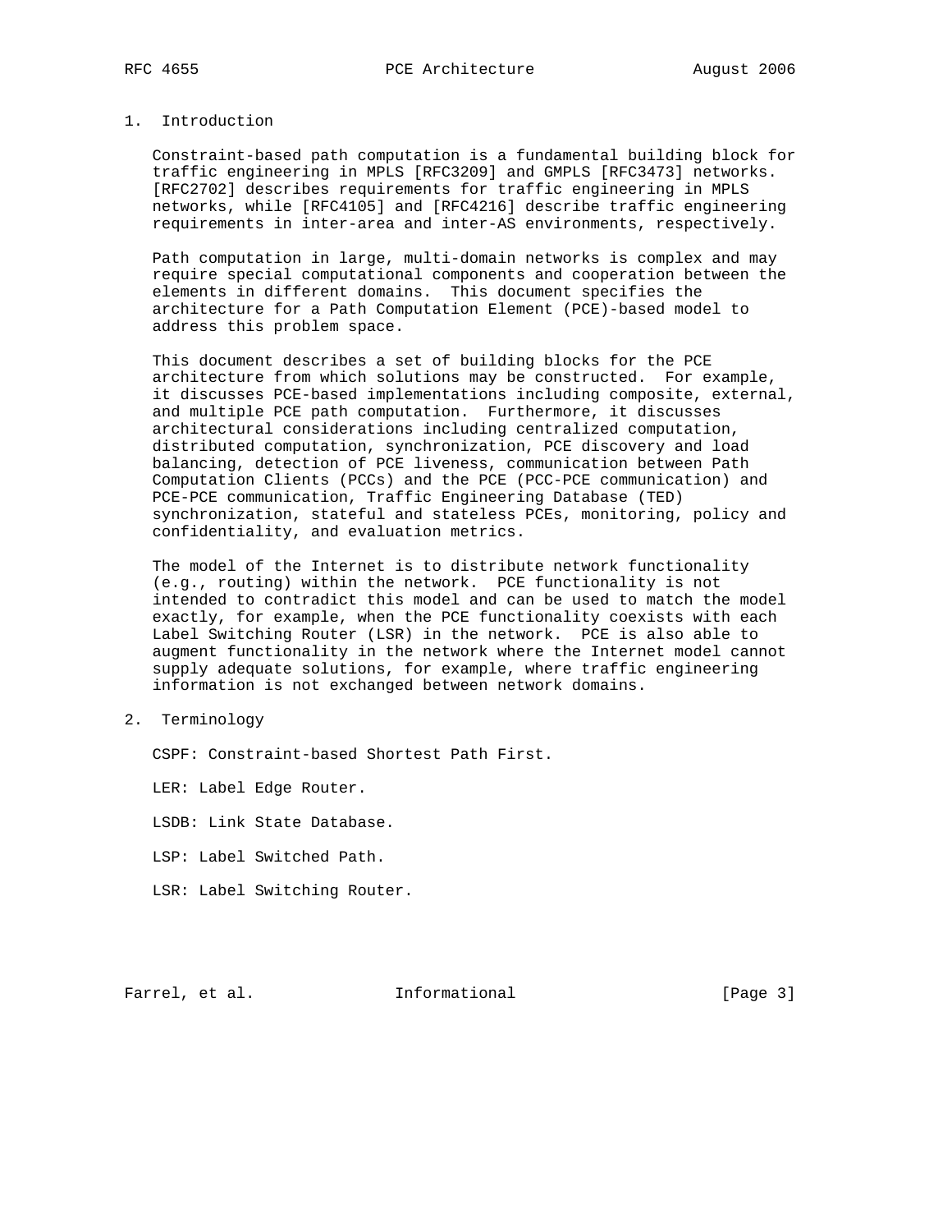## 1. Introduction

Constraint-based path computation is a fundamental building block for traffic engineering in MPLS [RFC3209] and GMPLS [RFC3473] networks. [RFC2702] describes requirements for traffic engineering in MPLS networks, while [RFC4105] and [RFC4216] describe traffic engineering requirements in inter-area and inter-AS environments, respectively.

Path computation in large, multi-domain networks is complex and may require special computational components and cooperation between the elements in different domains. This document specifies the architecture for a Path Computation Element (PCE)-based model to address this problem space.

This document describes a set of building blocks for the PCE architecture from which solutions may be constructed. For example, it discusses PCE-based implementations including composite, external, and multiple PCE path computation. Furthermore, it discusses architectural considerations including centralized computation, distributed computation, synchronization, PCE discovery and load balancing, detection of PCE liveness, communication between Path Computation Clients (PCCs) and the PCE (PCC-PCE communication) and PCE-PCE communication, Traffic Engineering Database (TED) synchronization, stateful and stateless PCEs, monitoring, policy and confidentiality, and evaluation metrics.

The model of the Internet is to distribute network functionality (e.g., routing) within the network. PCE functionality is not intended to contradict this model and can be used to match the model exactly, for example, when the PCE functionality coexists with each Label Switching Router (LSR) in the network. PCE is also able to augment functionality in the network where the Internet model cannot supply adequate solutions, for example, where traffic engineering information is not exchanged between network domains.

## 2. Terminology

CSPF: Constraint-based Shortest Path First.

LER: Label Edge Router.

LSDB: Link State Database.

LSP: Label Switched Path.

LSR: Label Switching Router.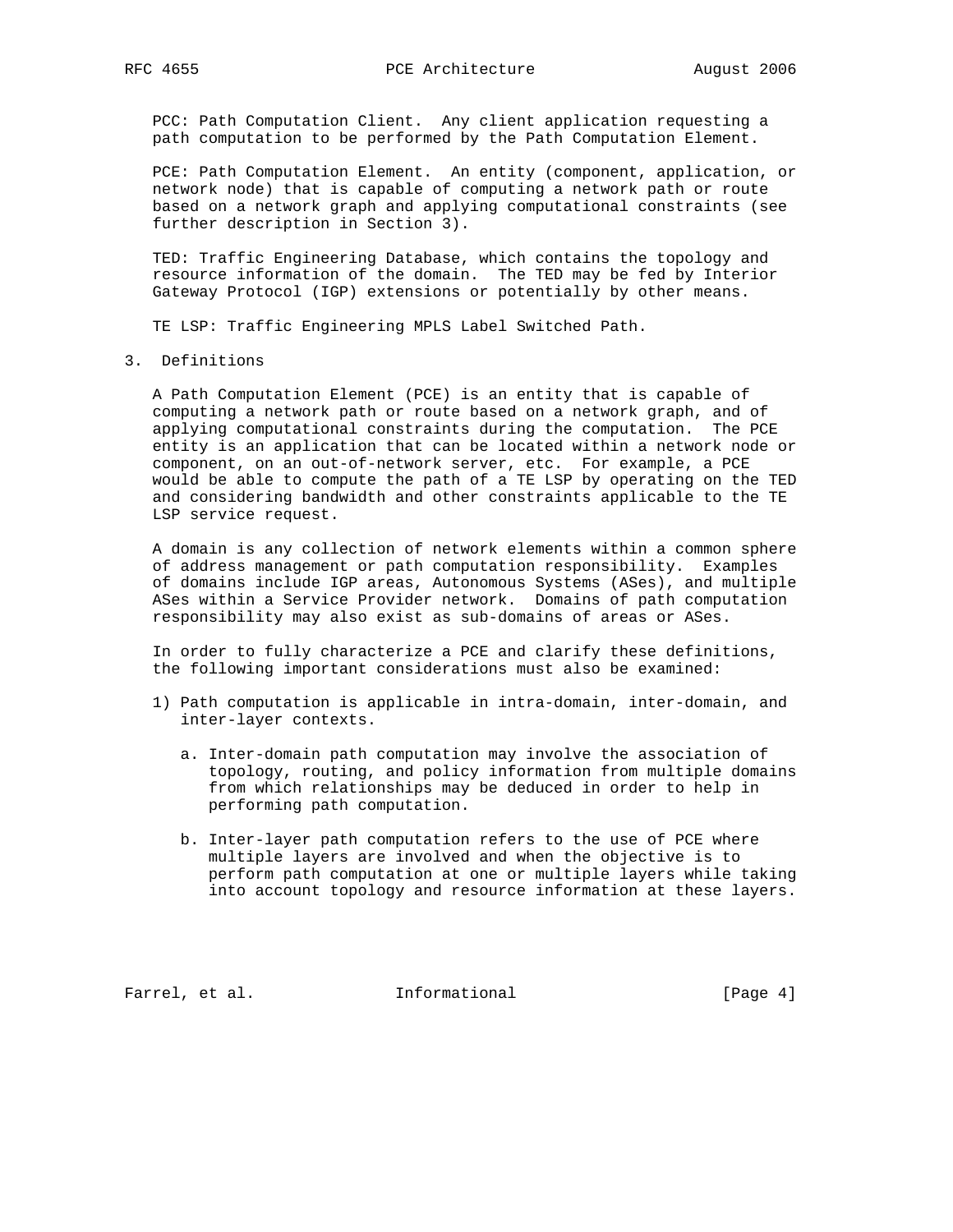PCC: Path Computation Client. Any client application requesting a path computation to be performed by the Path Computation Element.

PCE: Path Computation Element. An entity (component, application, or network node) that is capable of computing a network path or route based on a network graph and applying computational constraints (see further description in Section 3).

TED: Traffic Engineering Database, which contains the topology and resource information of the domain. The TED may be fed by Interior Gateway Protocol (IGP) extensions or potentially by other means.

TE LSP: Traffic Engineering MPLS Label Switched Path.

## 3. Definitions

A Path Computation Element (PCE) is an entity that is capable of computing a network path or route based on a network graph, and of applying computational constraints during the computation. The PCE entity is an application that can be located within a network node or component, on an out-of-network server, etc. For example, a PCE would be able to compute the path of a TE LSP by operating on the TED and considering bandwidth and other constraints applicable to the TE LSP service request.

A domain is any collection of network elements within a common sphere of address management or path computation responsibility. Examples of domains include IGP areas, Autonomous Systems (ASes), and multiple ASes within a Service Provider network. Domains of path computation responsibility may also exist as sub-domains of areas or ASes.

In order to fully characterize a PCE and clarify these definitions, the following important considerations must also be examined:

1) Path computation is applicable in intra-domain, inter-domain, and inter-layer contexts.

   a. Inter-domain path computation may involve the association of topology, routing, and policy information from multiple domains from which relationships may be deduced in order to help in performing path computation.

   b. Inter-layer path computation refers to the use of PCE where multiple layers are involved and when the objective is to perform path computation at one or multiple layers while taking into account topology and resource information at these layers.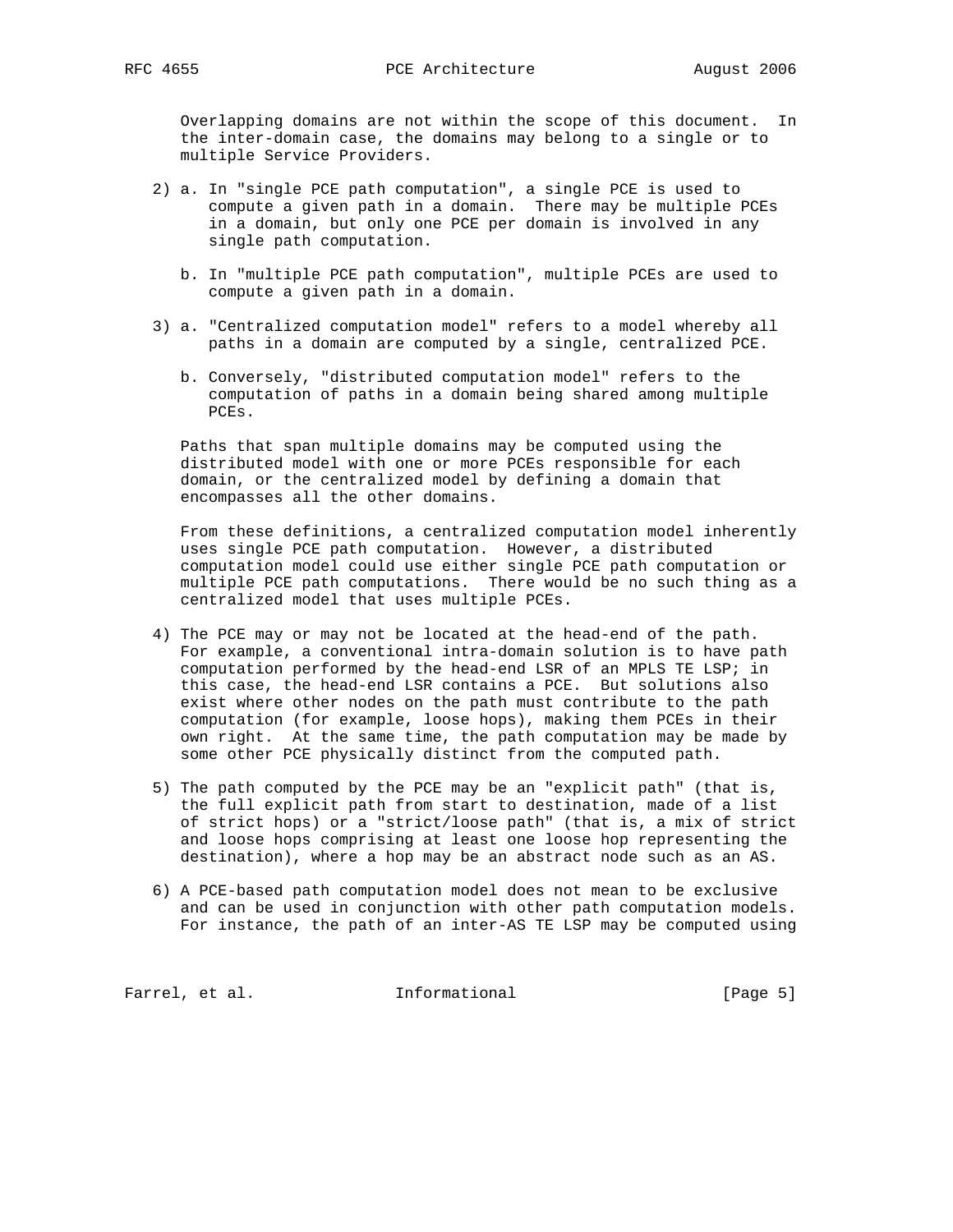Overlapping domains are not within the scope of this document. In the inter-domain case, the domains may belong to a single or to multiple Service Providers.

2) a. In "single PCE path computation", a single PCE is used to compute a given path in a domain. There may be multiple PCEs in a domain, but only one PCE per domain is involved in any single path computation.

   b. In "multiple PCE path computation", multiple PCEs are used to compute a given path in a domain.

3) a. "Centralized computation model" refers to a model whereby all paths in a domain are computed by a single, centralized PCE.

   b. Conversely, "distributed computation model" refers to the computation of paths in a domain being shared among multiple PCEs.

   Paths that span multiple domains may be computed using the distributed model with one or more PCEs responsible for each domain, or the centralized model by defining a domain that encompasses all the other domains.

   From these definitions, a centralized computation model inherently uses single PCE path computation. However, a distributed computation model could use either single PCE path computation or multiple PCE path computations. There would be no such thing as a centralized model that uses multiple PCEs.

4) The PCE may or may not be located at the head-end of the path. For example, a conventional intra-domain solution is to have path computation performed by the head-end LSR of an MPLS TE LSP; in this case, the head-end LSR contains a PCE. But solutions also exist where other nodes on the path must contribute to the path computation (for example, loose hops), making them PCEs in their own right. At the same time, the path computation may be made by some other PCE physically distinct from the computed path.

5) The path computed by the PCE may be an "explicit path" (that is, the full explicit path from start to destination, made of a list of strict hops) or a "strict/loose path" (that is, a mix of strict and loose hops comprising at least one loose hop representing the destination), where a hop may be an abstract node such as an AS.

6) A PCE-based path computation model does not mean to be exclusive and can be used in conjunction with other path computation models. For instance, the path of an inter-AS TE LSP may be computed using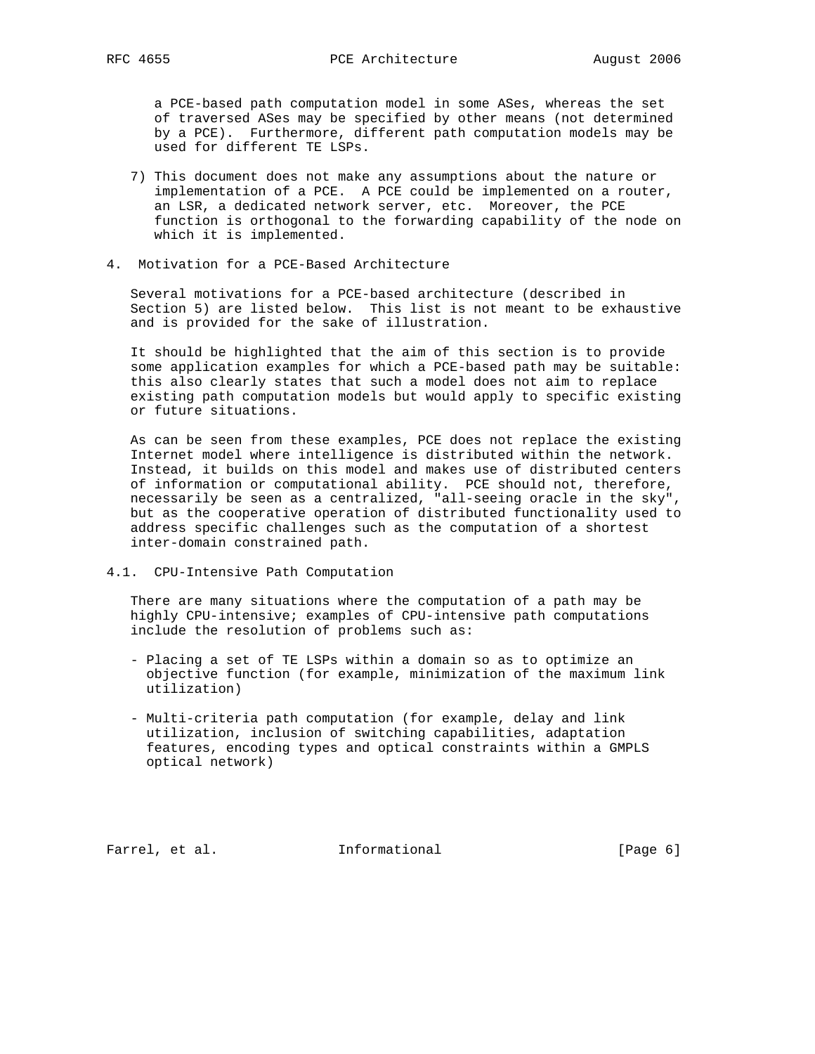a PCE-based path computation model in some ASes, whereas the set of traversed ASes may be specified by other means (not determined by a PCE). Furthermore, different path computation models may be used for different TE LSPs.

7) This document does not make any assumptions about the nature or implementation of a PCE. A PCE could be implemented on a router, an LSR, a dedicated network server, etc. Moreover, the PCE function is orthogonal to the forwarding capability of the node on which it is implemented.

## 4. Motivation for a PCE-Based Architecture

Several motivations for a PCE-based architecture (described in Section 5) are listed below. This list is not meant to be exhaustive and is provided for the sake of illustration.

It should be highlighted that the aim of this section is to provide some application examples for which a PCE-based path may be suitable: this also clearly states that such a model does not aim to replace existing path computation models but would apply to specific existing or future situations.

As can be seen from these examples, PCE does not replace the existing Internet model where intelligence is distributed within the network. Instead, it builds on this model and makes use of distributed centers of information or computational ability. PCE should not, therefore, necessarily be seen as a centralized, "all-seeing oracle in the sky", but as the cooperative operation of distributed functionality used to address specific challenges such as the computation of a shortest inter-domain constrained path.

### 4.1. CPU-Intensive Path Computation

There are many situations where the computation of a path may be highly CPU-intensive; examples of CPU-intensive path computations include the resolution of problems such as:

- Placing a set of TE LSPs within a domain so as to optimize an objective function (for example, minimization of the maximum link utilization)

- Multi-criteria path computation (for example, delay and link utilization, inclusion of switching capabilities, adaptation features, encoding types and optical constraints within a GMPLS optical network)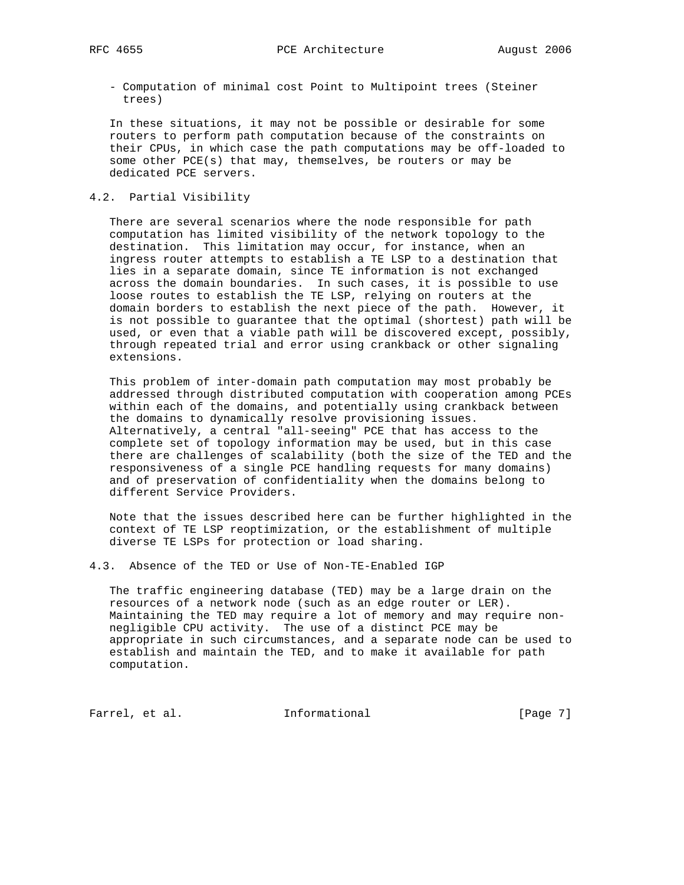- Computation of minimal cost Point to Multipoint trees (Steiner trees)

In these situations, it may not be possible or desirable for some routers to perform path computation because of the constraints on their CPUs, in which case the path computations may be off-loaded to some other PCE(s) that may, themselves, be routers or may be dedicated PCE servers.

### 4.2. Partial Visibility

There are several scenarios where the node responsible for path computation has limited visibility of the network topology to the destination. This limitation may occur, for instance, when an ingress router attempts to establish a TE LSP to a destination that lies in a separate domain, since TE information is not exchanged across the domain boundaries. In such cases, it is possible to use loose routes to establish the TE LSP, relying on routers at the domain borders to establish the next piece of the path. However, it is not possible to guarantee that the optimal (shortest) path will be used, or even that a viable path will be discovered except, possibly, through repeated trial and error using crankback or other signaling extensions.

This problem of inter-domain path computation may most probably be addressed through distributed computation with cooperation among PCEs within each of the domains, and potentially using crankback between the domains to dynamically resolve provisioning issues. Alternatively, a central "all-seeing" PCE that has access to the complete set of topology information may be used, but in this case there are challenges of scalability (both the size of the TED and the responsiveness of a single PCE handling requests for many domains) and of preservation of confidentiality when the domains belong to different Service Providers.

Note that the issues described here can be further highlighted in the context of TE LSP reoptimization, or the establishment of multiple diverse TE LSPs for protection or load sharing.

### 4.3. Absence of the TED or Use of Non-TE-Enabled IGP

The traffic engineering database (TED) may be a large drain on the resources of a network node (such as an edge router or LER). Maintaining the TED may require a lot of memory and may require non-negligible CPU activity. The use of a distinct PCE may be appropriate in such circumstances, and a separate node can be used to establish and maintain the TED, and to make it available for path computation.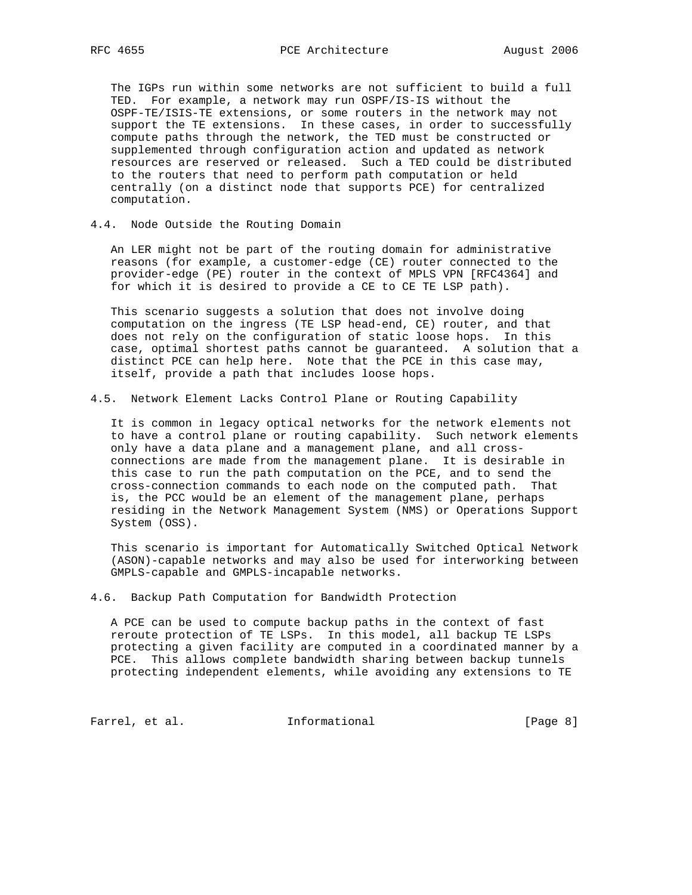The IGPs run within some networks are not sufficient to build a full TED. For example, a network may run OSPF/IS-IS without the OSPF-TE/ISIS-TE extensions, or some routers in the network may not support the TE extensions. In these cases, in order to successfully compute paths through the network, the TED must be constructed or supplemented through configuration action and updated as network resources are reserved or released. Such a TED could be distributed to the routers that need to perform path computation or held centrally (on a distinct node that supports PCE) for centralized computation.

### 4.4. Node Outside the Routing Domain

An LER might not be part of the routing domain for administrative reasons (for example, a customer-edge (CE) router connected to the provider-edge (PE) router in the context of MPLS VPN [RFC4364] and for which it is desired to provide a CE to CE TE LSP path).

This scenario suggests a solution that does not involve doing computation on the ingress (TE LSP head-end, CE) router, and that does not rely on the configuration of static loose hops. In this case, optimal shortest paths cannot be guaranteed. A solution that a distinct PCE can help here. Note that the PCE in this case may, itself, provide a path that includes loose hops.

### 4.5. Network Element Lacks Control Plane or Routing Capability

It is common in legacy optical networks for the network elements not to have a control plane or routing capability. Such network elements only have a data plane and a management plane, and all cross-connections are made from the management plane. It is desirable in this case to run the path computation on the PCE, and to send the cross-connection commands to each node on the computed path. That is, the PCC would be an element of the management plane, perhaps residing in the Network Management System (NMS) or Operations Support System (OSS).

This scenario is important for Automatically Switched Optical Network (ASON)-capable networks and may also be used for interworking between GMPLS-capable and GMPLS-incapable networks.

### 4.6. Backup Path Computation for Bandwidth Protection

A PCE can be used to compute backup paths in the context of fast reroute protection of TE LSPs. In this model, all backup TE LSPs protecting a given facility are computed in a coordinated manner by a PCE. This allows complete bandwidth sharing between backup tunnels protecting independent elements, while avoiding any extensions to TE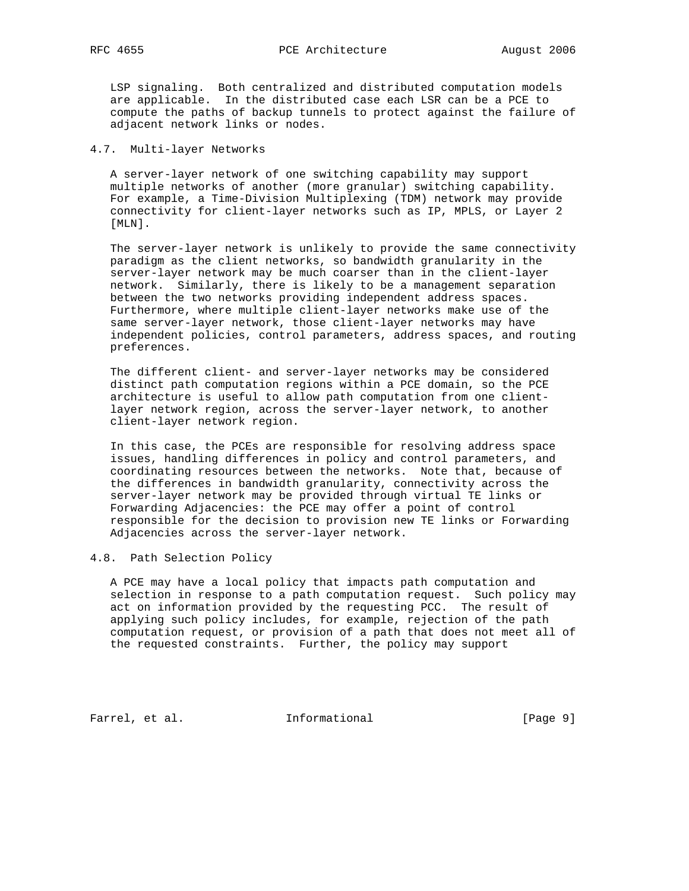LSP signaling. Both centralized and distributed computation models are applicable. In the distributed case each LSR can be a PCE to compute the paths of backup tunnels to protect against the failure of adjacent network links or nodes.

### 4.7. Multi-layer Networks

A server-layer network of one switching capability may support multiple networks of another (more granular) switching capability. For example, a Time-Division Multiplexing (TDM) network may provide connectivity for client-layer networks such as IP, MPLS, or Layer 2 [MLN].

The server-layer network is unlikely to provide the same connectivity paradigm as the client networks, so bandwidth granularity in the server-layer network may be much coarser than in the client-layer network. Similarly, there is likely to be a management separation between the two networks providing independent address spaces. Furthermore, where multiple client-layer networks make use of the same server-layer network, those client-layer networks may have independent policies, control parameters, address spaces, and routing preferences.

The different client- and server-layer networks may be considered distinct path computation regions within a PCE domain, so the PCE architecture is useful to allow path computation from one client-layer network region, across the server-layer network, to another client-layer network region.

In this case, the PCEs are responsible for resolving address space issues, handling differences in policy and control parameters, and coordinating resources between the networks. Note that, because of the differences in bandwidth granularity, connectivity across the server-layer network may be provided through virtual TE links or Forwarding Adjacencies: the PCE may offer a point of control responsible for the decision to provision new TE links or Forwarding Adjacencies across the server-layer network.

### 4.8. Path Selection Policy

A PCE may have a local policy that impacts path computation and selection in response to a path computation request. Such policy may act on information provided by the requesting PCC. The result of applying such policy includes, for example, rejection of the path computation request, or provision of a path that does not meet all of the requested constraints. Further, the policy may support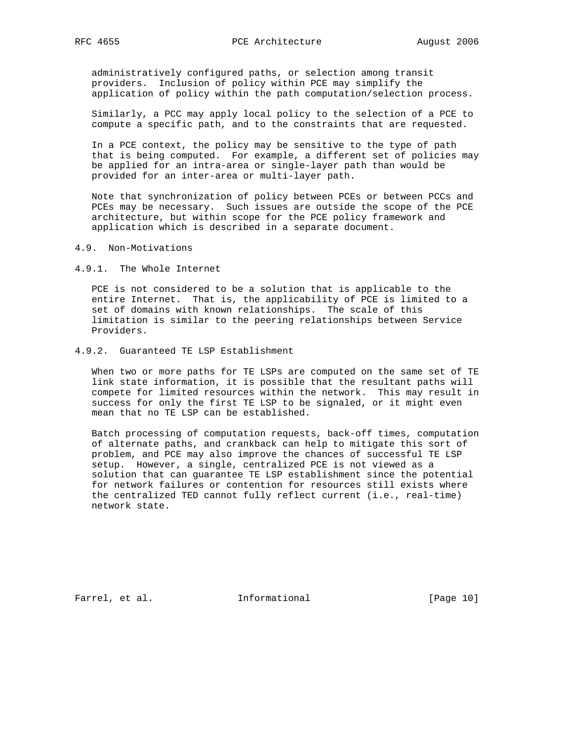administratively configured paths, or selection among transit providers. Inclusion of policy within PCE may simplify the application of policy within the path computation/selection process.

Similarly, a PCC may apply local policy to the selection of a PCE to compute a specific path, and to the constraints that are requested.

In a PCE context, the policy may be sensitive to the type of path that is being computed. For example, a different set of policies may be applied for an intra-area or single-layer path than would be provided for an inter-area or multi-layer path.

Note that synchronization of policy between PCEs or between PCCs and PCEs may be necessary. Such issues are outside the scope of the PCE architecture, but within scope for the PCE policy framework and application which is described in a separate document.

### 4.9. Non-Motivations

#### 4.9.1. The Whole Internet

PCE is not considered to be a solution that is applicable to the entire Internet. That is, the applicability of PCE is limited to a set of domains with known relationships. The scale of this limitation is similar to the peering relationships between Service Providers.

#### 4.9.2. Guaranteed TE LSP Establishment

When two or more paths for TE LSPs are computed on the same set of TE link state information, it is possible that the resultant paths will compete for limited resources within the network. This may result in success for only the first TE LSP to be signaled, or it might even mean that no TE LSP can be established.

Batch processing of computation requests, back-off times, computation of alternate paths, and crankback can help to mitigate this sort of problem, and PCE may also improve the chances of successful TE LSP setup. However, a single, centralized PCE is not viewed as a solution that can guarantee TE LSP establishment since the potential for network failures or contention for resources still exists where the centralized TED cannot fully reflect current (i.e., real-time) network state.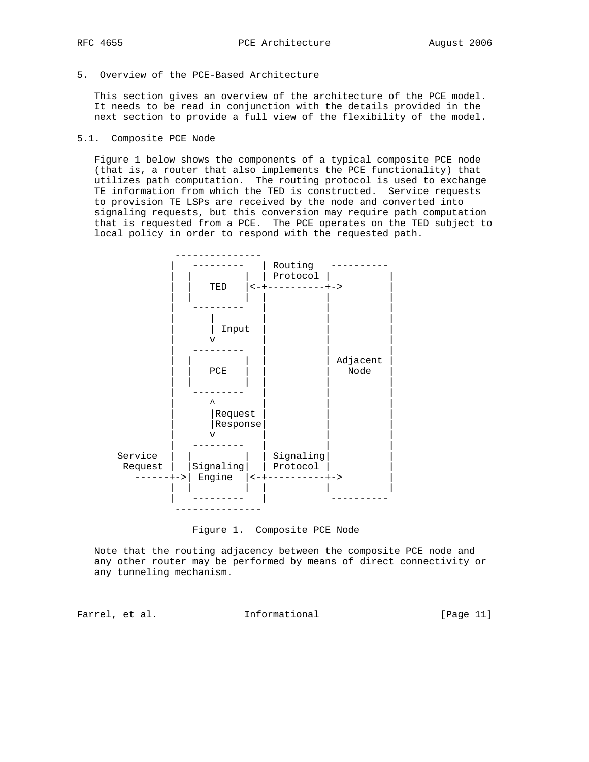## 5. Overview of the PCE-Based Architecture

This section gives an overview of the architecture of the PCE model. It needs to be read in conjunction with the details provided in the next section to provide a full view of the flexibility of the model.

### 5.1. Composite PCE Node

Figure 1 below shows the components of a typical composite PCE node (that is, a router that also implements the PCE functionality) that utilizes path computation. The routing protocol is used to exchange TE information from which the TED is constructed. Service requests to provision TE LSPs are received by the node and converted into signaling requests, but this conversion may require path computation that is requested from a PCE. The PCE operates on the TED subject to local policy in order to respond with the requested path.

```
           ---------------
          |   ---------   | Routing   ----------
          |  |         |  | Protocol |          |
          |  |   TED   |<-+----------+->        |
          |  |         |  |          |          |
          |   ---------   |          |          |
          |      |        |          |          |
          |      | Input  |          |          |
          |      v        |          |          |
          |   ---------   |          |          |
          |  |         |  |          | Adjacent |
          |  |   PCE   |  |          |   Node   |
          |  |         |  |          |          |
          |   ---------   |          |          |
          |      ^        |          |          |
          |      |Request |          |          |
          |      |Response|          |          |
          |      v        |          |          |
          |   ---------   |          |          |
 Service  |  |         |  | Signaling|          |
  Request |  |Signaling|  | Protocol |          |
    ------+->| Engine  |<-+----------+->        |
          |  |         |  |          |          |
          |   ---------   |           ----------
           ---------------
```

Figure 1. Composite PCE Node

Note that the routing adjacency between the composite PCE node and any other router may be performed by means of direct connectivity or any tunneling mechanism.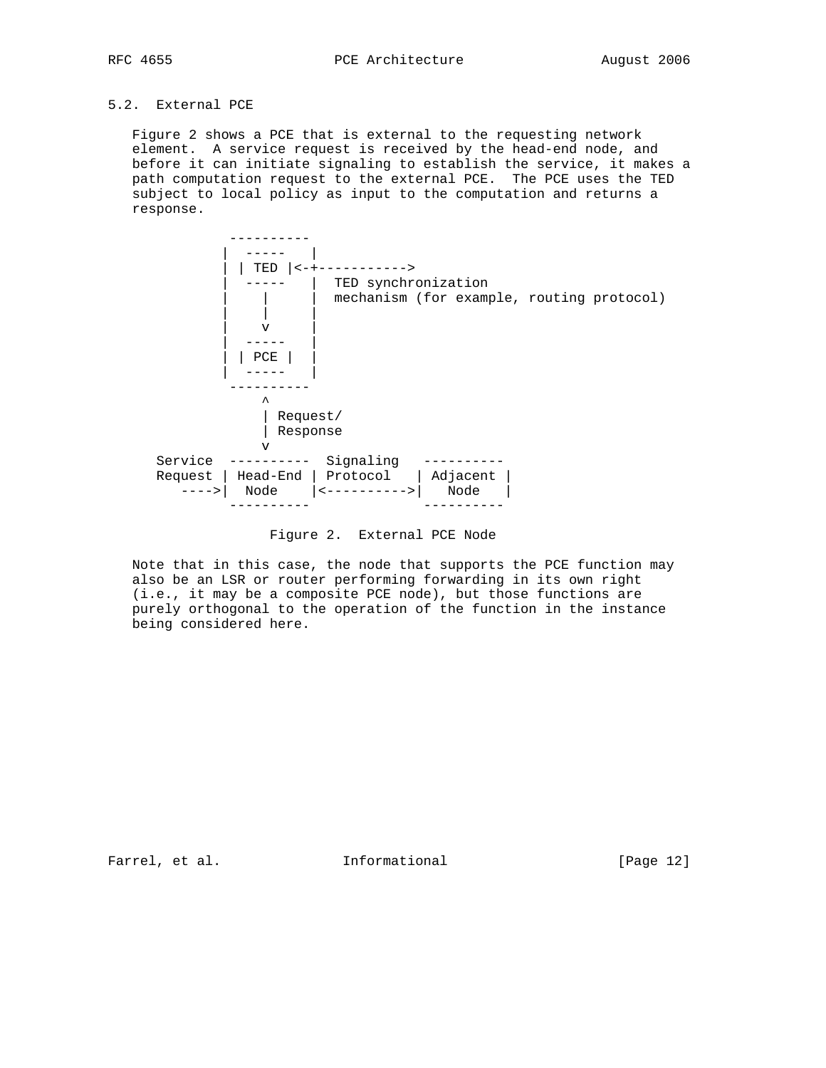### 5.2. External PCE

Figure 2 shows a PCE that is external to the requesting network element. A service request is received by the head-end node, and before it can initiate signaling to establish the service, it makes a path computation request to the external PCE. The PCE uses the TED subject to local policy as input to the computation and returns a response.

```
             ----------
            |  -----   |
            | | TED |<-+----------->
            |  -----   |  TED synchronization
            |    |     |  mechanism (for example, routing protocol)
            |    |     |
            |    v     |
            |  -----   |
            | | PCE |  |
            |  -----   |
             ----------
                 ^
                 | Request/
                 | Response
                 v
   Service  ----------  Signaling   ----------
   Request | Head-End | Protocol   | Adjacent |
      ---->|  Node    |<---------->|   Node   |
            ----------              ----------
```

Figure 2. External PCE Node

Note that in this case, the node that supports the PCE function may also be an LSR or router performing forwarding in its own right (i.e., it may be a composite PCE node), but those functions are purely orthogonal to the operation of the function in the instance being considered here.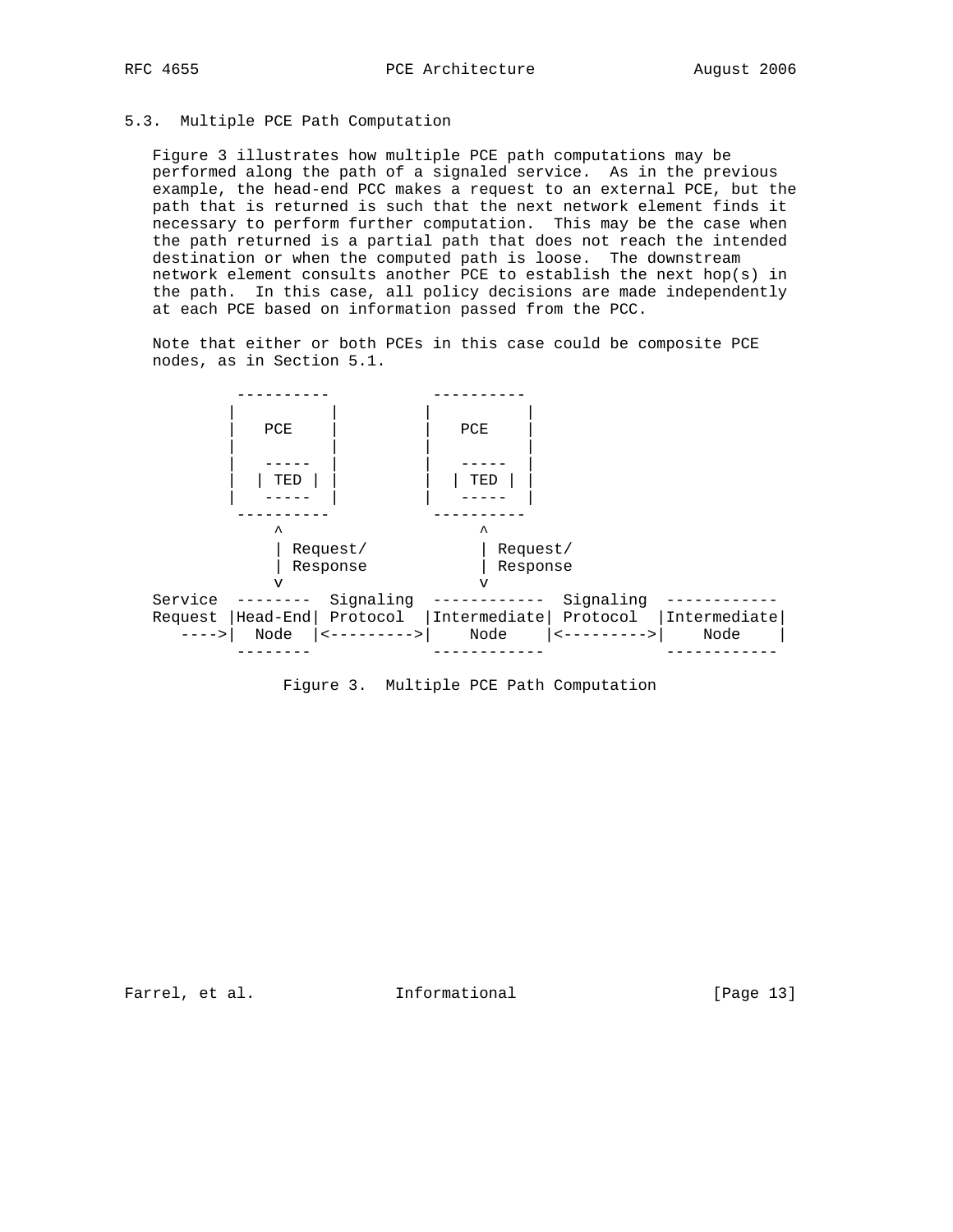### 5.3. Multiple PCE Path Computation

Figure 3 illustrates how multiple PCE path computations may be performed along the path of a signaled service. As in the previous example, the head-end PCC makes a request to an external PCE, but the path that is returned is such that the next network element finds it necessary to perform further computation. This may be the case when the path returned is a partial path that does not reach the intended destination or when the computed path is loose. The downstream network element consults another PCE to establish the next hop(s) in the path. In this case, all policy decisions are made independently at each PCE based on information passed from the PCC.

Note that either or both PCEs in this case could be composite PCE nodes, as in Section 5.1.

```
          ----------           ----------
         |          |         |          |
         |   PCE    |         |   PCE    |
         |          |         |          |
         |   -----  |         |   -----  |
         |  | TED | |         |  | TED | |
         |   -----  |         |   -----  |
          ----------           ----------
              ^                     ^
              | Request/            | Request/
              | Response            | Response
              v                     v
Service  --------  Signaling  ------------  Signaling  ------------
Request |Head-End| Protocol  |Intermediate| Protocol  |Intermediate|
   ---->|  Node  |<--------->|    Node    |<--------->|    Node    |
         --------             ------------             ------------
```

Figure 3. Multiple PCE Path Computation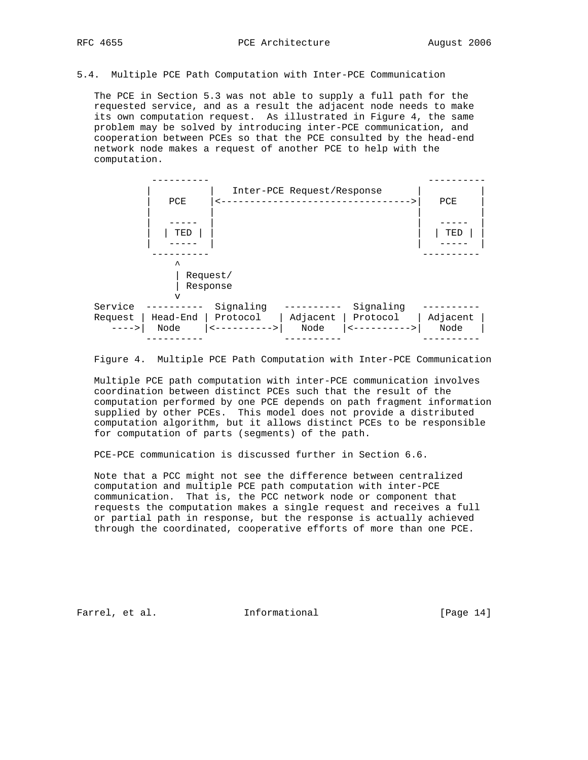### 5.4. Multiple PCE Path Computation with Inter-PCE Communication

The PCE in Section 5.3 was not able to supply a full path for the requested service, and as a result the adjacent node needs to make its own computation request. As illustrated in Figure 4, the same problem may be solved by introducing inter-PCE communication, and cooperation between PCEs so that the PCE consulted by the head-end network node makes a request of another PCE to help with the computation.

```
          ----------                                       ----------
         |          |   Inter-PCE Request/Response      |          |
         |   PCE    |<--------------------------------->|   PCE    |
         |          |                                   |          |
         |   -----  |                                   |   -----  |
         |  | TED | |                                   |  | TED | |
         |   -----  |                                   |   -----  |
          ----------                                      ----------
              ^
              | Request/
              | Response
              v
Service  ----------  Signaling   ----------  Signaling   ----------
Request | Head-End | Protocol   | Adjacent | Protocol   | Adjacent |
   ---->|  Node    |<---------->|   Node   |<---------->|   Node   |
         ----------              ----------              ----------
```

Figure 4. Multiple PCE Path Computation with Inter-PCE Communication

Multiple PCE path computation with inter-PCE communication involves coordination between distinct PCEs such that the result of the computation performed by one PCE depends on path fragment information supplied by other PCEs. This model does not provide a distributed computation algorithm, but it allows distinct PCEs to be responsible for computation of parts (segments) of the path.

PCE-PCE communication is discussed further in Section 6.6.

Note that a PCC might not see the difference between centralized computation and multiple PCE path computation with inter-PCE communication. That is, the PCC network node or component that requests the computation makes a single request and receives a full or partial path in response, but the response is actually achieved through the coordinated, cooperative efforts of more than one PCE.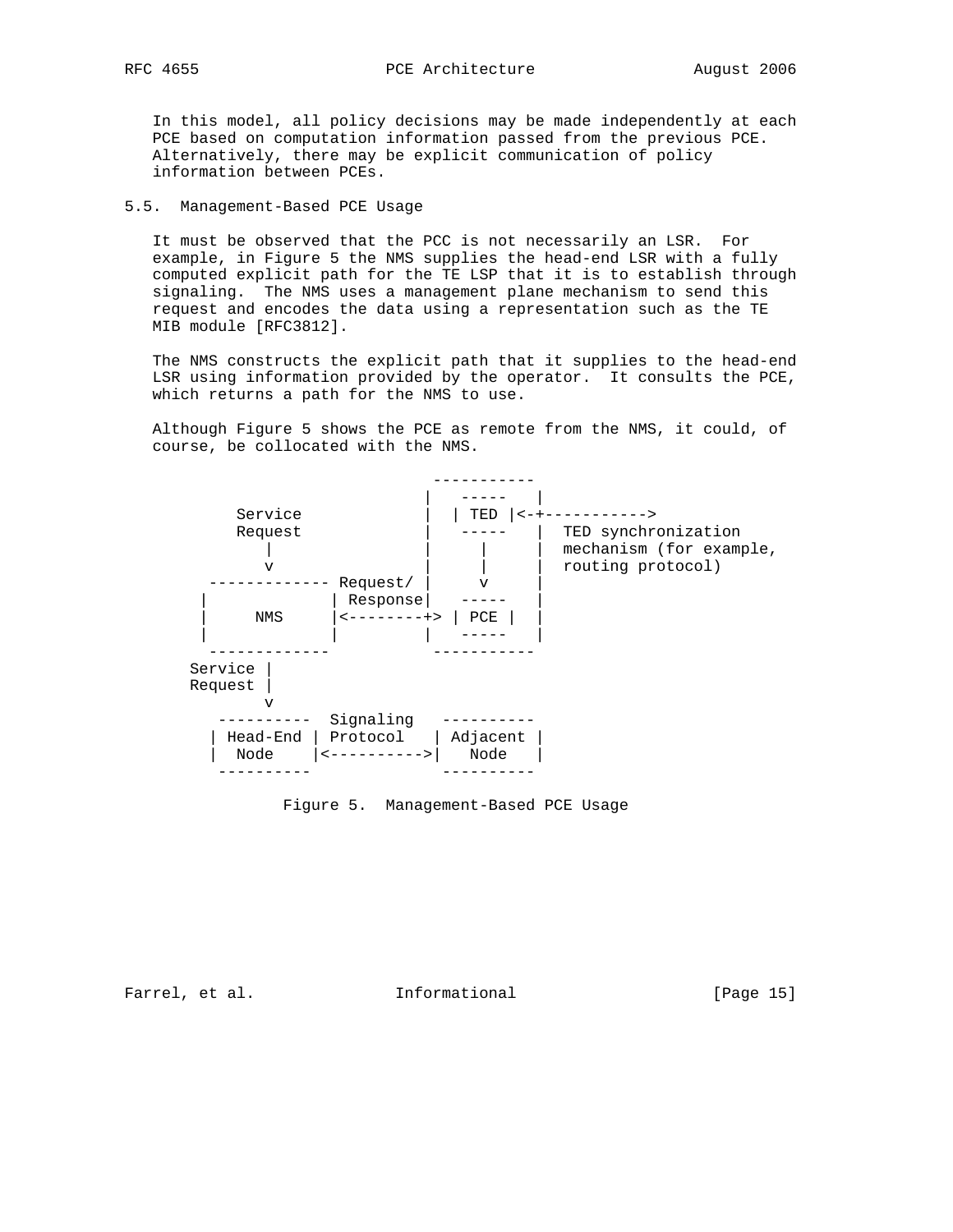In this model, all policy decisions may be made independently at each PCE based on computation information passed from the previous PCE. Alternatively, there may be explicit communication of policy information between PCEs.

### 5.5. Management-Based PCE Usage

It must be observed that the PCC is not necessarily an LSR. For example, in Figure 5 the NMS supplies the head-end LSR with a fully computed explicit path for the TE LSP that it is to establish through signaling. The NMS uses a management plane mechanism to send this request and encodes the data using a representation such as the TE MIB module [RFC3812].

The NMS constructs the explicit path that it supplies to the head-end LSR using information provided by the operator. It consults the PCE, which returns a path for the NMS to use.

Although Figure 5 shows the PCE as remote from the NMS, it could, of course, be collocated with the NMS.

```
                              -----------
                             |   -----   |
          Service            |  | TED |<-+----------->
          Request            |   -----   |  TED synchronization
             |               |     |     |  mechanism (for example,
             v               |     |     |  routing protocol)
        ------------- Request/ |     v     |
       |             | Response|   -----   |
       |     NMS     |<--------+> | PCE |  |
       |             |         |   -----   |
        -------------           -----------
      Service |
      Request |
              v
        ----------  Signaling   ----------
       | Head-End | Protocol   | Adjacent |
       |  Node    |<---------->|   Node   |
        ----------              ----------
```

Figure 5. Management-Based PCE Usage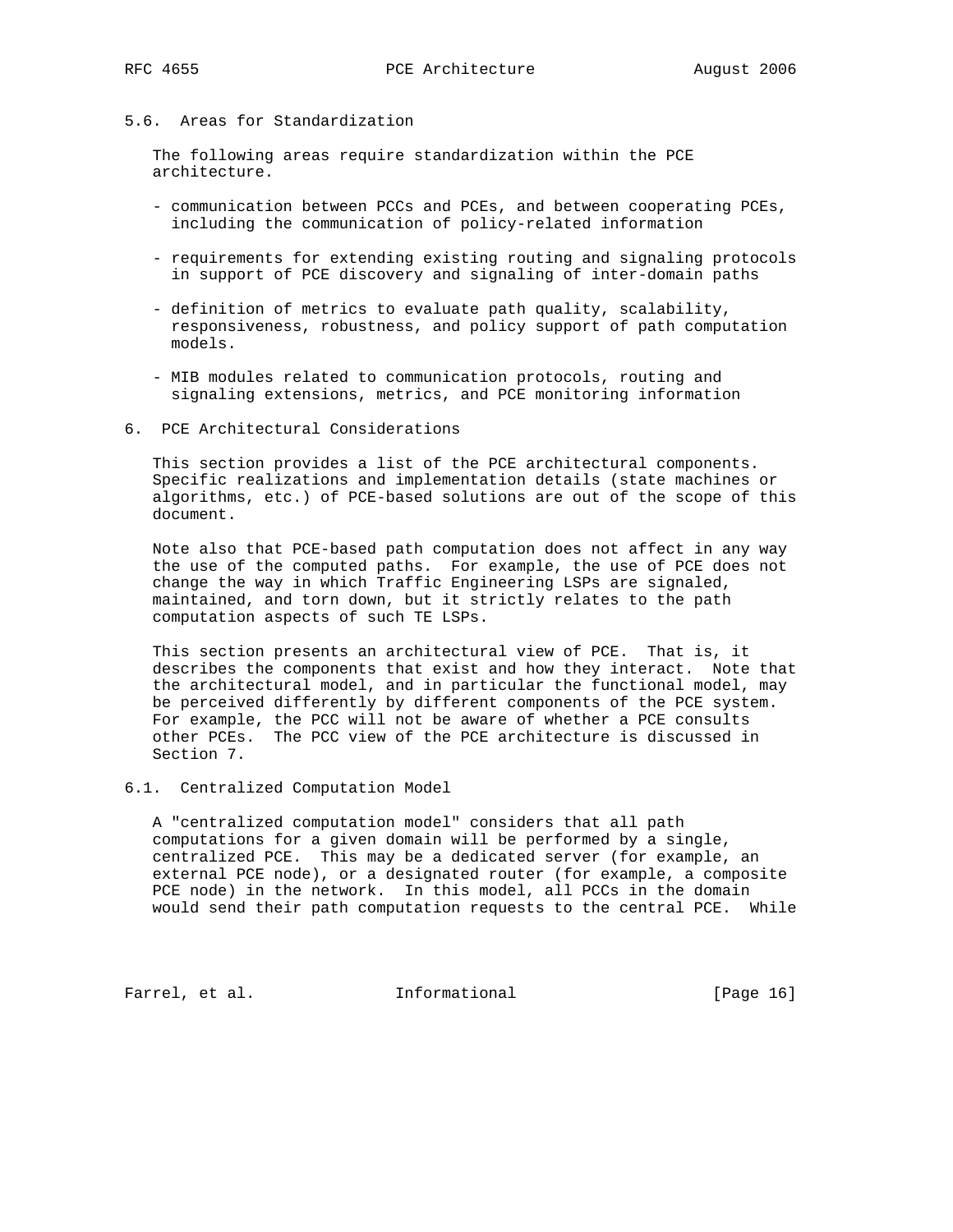### 5.6. Areas for Standardization

The following areas require standardization within the PCE architecture.

- communication between PCCs and PCEs, and between cooperating PCEs, including the communication of policy-related information

- requirements for extending existing routing and signaling protocols in support of PCE discovery and signaling of inter-domain paths

- definition of metrics to evaluate path quality, scalability, responsiveness, robustness, and policy support of path computation models.

- MIB modules related to communication protocols, routing and signaling extensions, metrics, and PCE monitoring information

## 6. PCE Architectural Considerations

This section provides a list of the PCE architectural components. Specific realizations and implementation details (state machines or algorithms, etc.) of PCE-based solutions are out of the scope of this document.

Note also that PCE-based path computation does not affect in any way the use of the computed paths. For example, the use of PCE does not change the way in which Traffic Engineering LSPs are signaled, maintained, and torn down, but it strictly relates to the path computation aspects of such TE LSPs.

This section presents an architectural view of PCE. That is, it describes the components that exist and how they interact. Note that the architectural model, and in particular the functional model, may be perceived differently by different components of the PCE system. For example, the PCC will not be aware of whether a PCE consults other PCEs. The PCC view of the PCE architecture is discussed in Section 7.

### 6.1. Centralized Computation Model

A "centralized computation model" considers that all path computations for a given domain will be performed by a single, centralized PCE. This may be a dedicated server (for example, an external PCE node), or a designated router (for example, a composite PCE node) in the network. In this model, all PCCs in the domain would send their path computation requests to the central PCE. While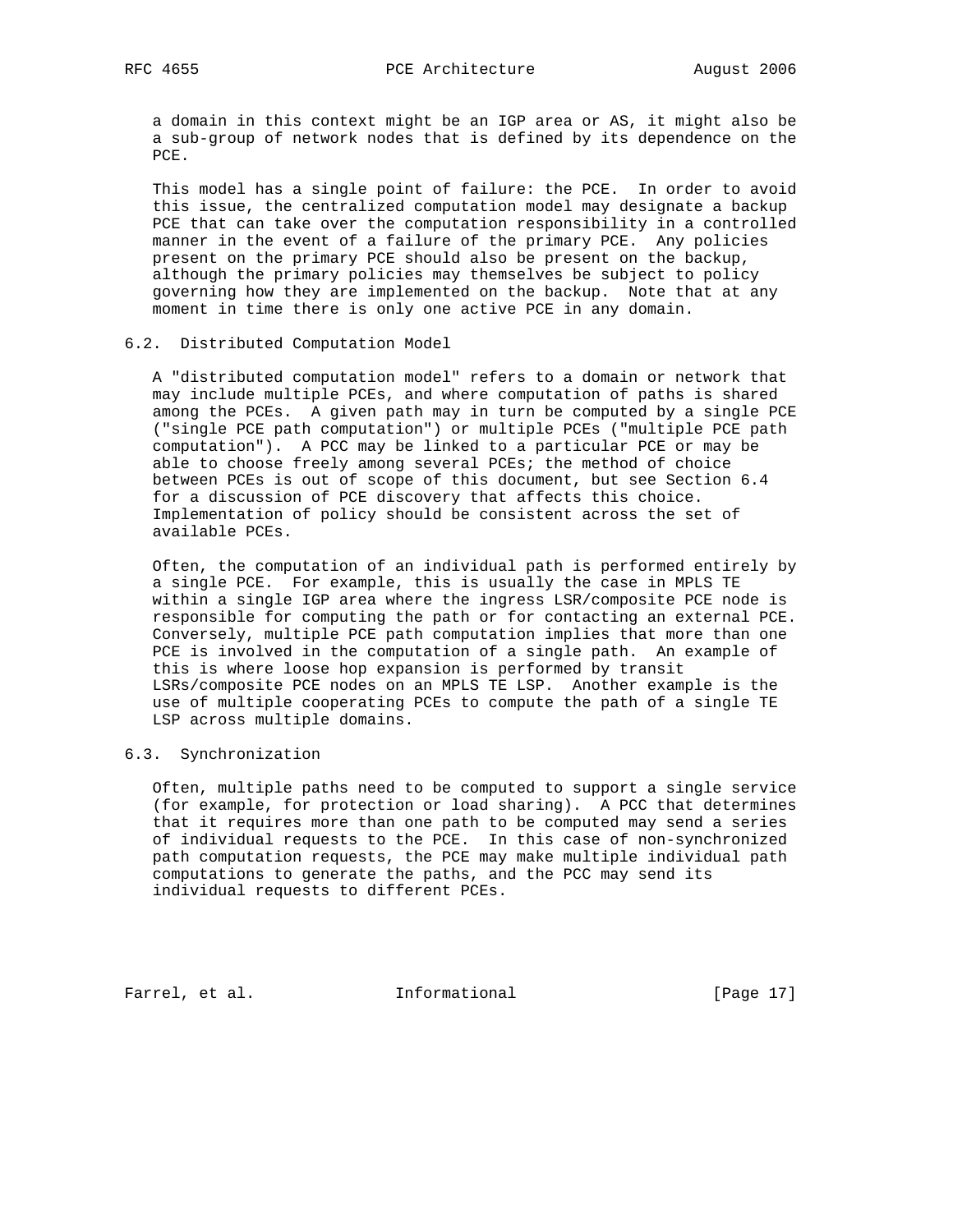a domain in this context might be an IGP area or AS, it might also be a sub-group of network nodes that is defined by its dependence on the PCE.

This model has a single point of failure: the PCE. In order to avoid this issue, the centralized computation model may designate a backup PCE that can take over the computation responsibility in a controlled manner in the event of a failure of the primary PCE. Any policies present on the primary PCE should also be present on the backup, although the primary policies may themselves be subject to policy governing how they are implemented on the backup. Note that at any moment in time there is only one active PCE in any domain.

### 6.2. Distributed Computation Model

A "distributed computation model" refers to a domain or network that may include multiple PCEs, and where computation of paths is shared among the PCEs. A given path may in turn be computed by a single PCE ("single PCE path computation") or multiple PCEs ("multiple PCE path computation"). A PCC may be linked to a particular PCE or may be able to choose freely among several PCEs; the method of choice between PCEs is out of scope of this document, but see Section 6.4 for a discussion of PCE discovery that affects this choice. Implementation of policy should be consistent across the set of available PCEs.

Often, the computation of an individual path is performed entirely by a single PCE. For example, this is usually the case in MPLS TE within a single IGP area where the ingress LSR/composite PCE node is responsible for computing the path or for contacting an external PCE. Conversely, multiple PCE path computation implies that more than one PCE is involved in the computation of a single path. An example of this is where loose hop expansion is performed by transit LSRs/composite PCE nodes on an MPLS TE LSP. Another example is the use of multiple cooperating PCEs to compute the path of a single TE LSP across multiple domains.

### 6.3. Synchronization

Often, multiple paths need to be computed to support a single service (for example, for protection or load sharing). A PCC that determines that it requires more than one path to be computed may send a series of individual requests to the PCE. In this case of non-synchronized path computation requests, the PCE may make multiple individual path computations to generate the paths, and the PCC may send its individual requests to different PCEs.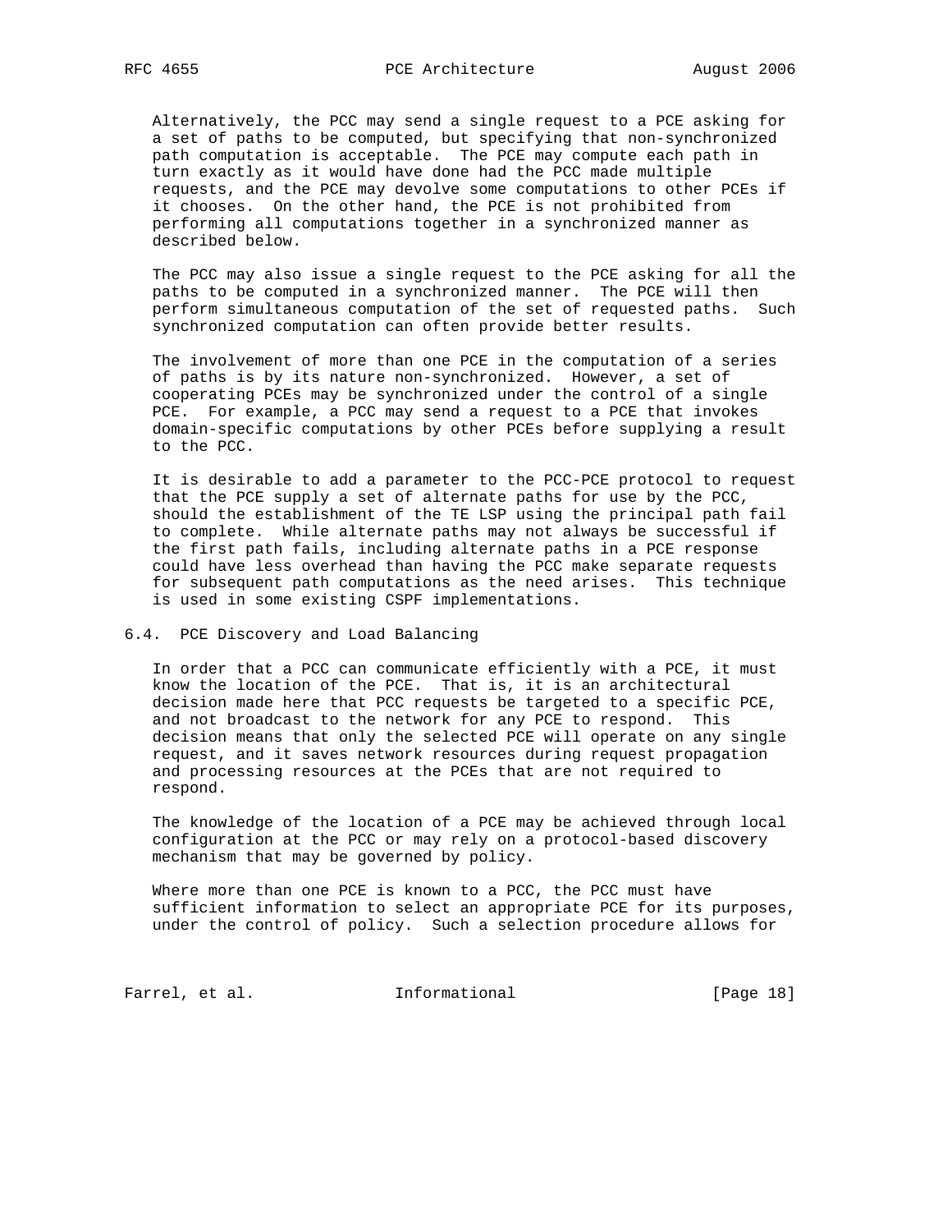Alternatively, the PCC may send a single request to a PCE asking for a set of paths to be computed, but specifying that non-synchronized path computation is acceptable. The PCE may compute each path in turn exactly as it would have done had the PCC made multiple requests, and the PCE may devolve some computations to other PCEs if it chooses. On the other hand, the PCE is not prohibited from performing all computations together in a synchronized manner as described below.

The PCC may also issue a single request to the PCE asking for all the paths to be computed in a synchronized manner. The PCE will then perform simultaneous computation of the set of requested paths. Such synchronized computation can often provide better results.

The involvement of more than one PCE in the computation of a series of paths is by its nature non-synchronized. However, a set of cooperating PCEs may be synchronized under the control of a single PCE. For example, a PCC may send a request to a PCE that invokes domain-specific computations by other PCEs before supplying a result to the PCC.

It is desirable to add a parameter to the PCC-PCE protocol to request that the PCE supply a set of alternate paths for use by the PCC, should the establishment of the TE LSP using the principal path fail to complete. While alternate paths may not always be successful if the first path fails, including alternate paths in a PCE response could have less overhead than having the PCC make separate requests for subsequent path computations as the need arises. This technique is used in some existing CSPF implementations.

### 6.4. PCE Discovery and Load Balancing

In order that a PCC can communicate efficiently with a PCE, it must know the location of the PCE. That is, it is an architectural decision made here that PCC requests be targeted to a specific PCE, and not broadcast to the network for any PCE to respond. This decision means that only the selected PCE will operate on any single request, and it saves network resources during request propagation and processing resources at the PCEs that are not required to respond.

The knowledge of the location of a PCE may be achieved through local configuration at the PCC or may rely on a protocol-based discovery mechanism that may be governed by policy.

Where more than one PCE is known to a PCC, the PCC must have sufficient information to select an appropriate PCE for its purposes, under the control of policy. Such a selection procedure allows for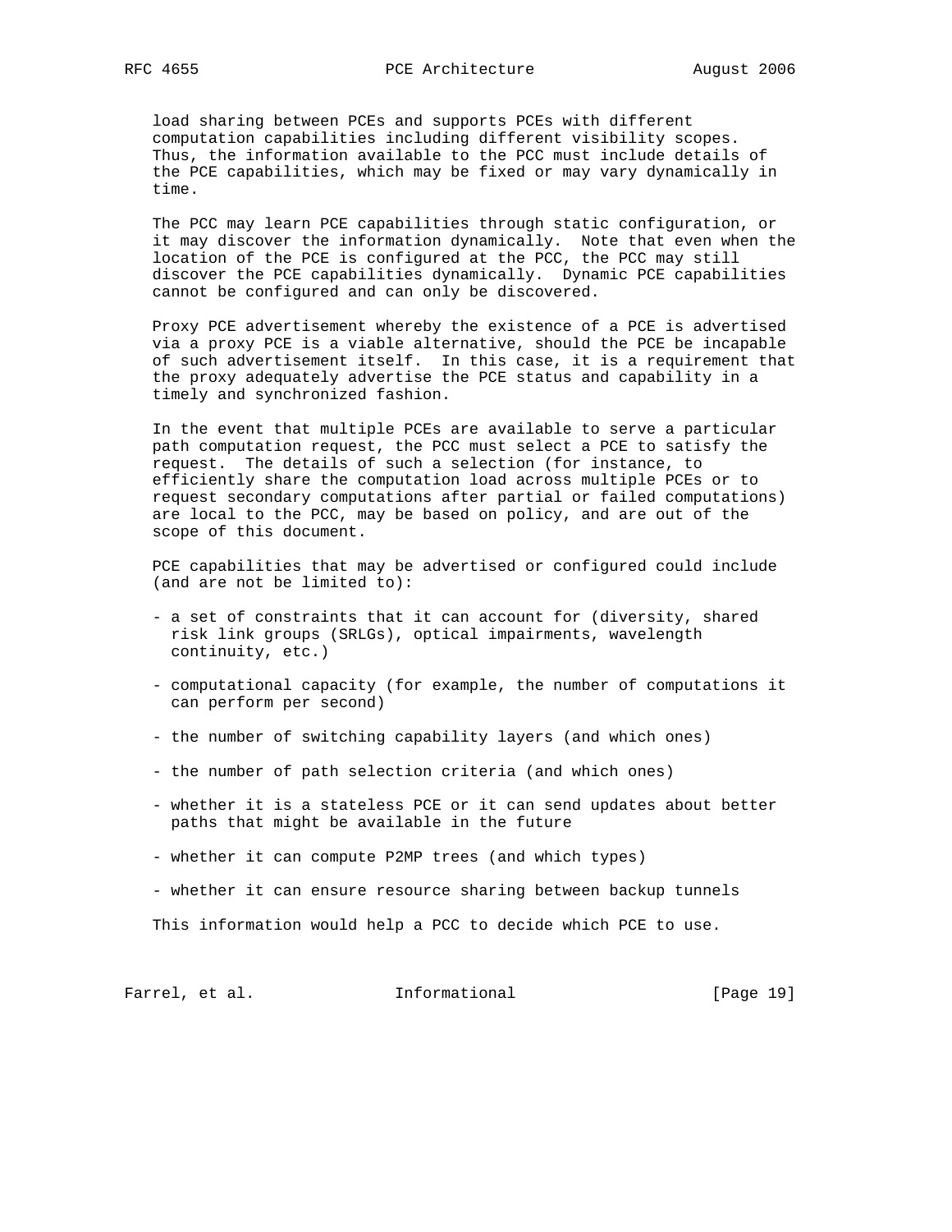load sharing between PCEs and supports PCEs with different computation capabilities including different visibility scopes. Thus, the information available to the PCC must include details of the PCE capabilities, which may be fixed or may vary dynamically in time.

The PCC may learn PCE capabilities through static configuration, or it may discover the information dynamically. Note that even when the location of the PCE is configured at the PCC, the PCC may still discover the PCE capabilities dynamically. Dynamic PCE capabilities cannot be configured and can only be discovered.

Proxy PCE advertisement whereby the existence of a PCE is advertised via a proxy PCE is a viable alternative, should the PCE be incapable of such advertisement itself. In this case, it is a requirement that the proxy adequately advertise the PCE status and capability in a timely and synchronized fashion.

In the event that multiple PCEs are available to serve a particular path computation request, the PCC must select a PCE to satisfy the request. The details of such a selection (for instance, to efficiently share the computation load across multiple PCEs or to request secondary computations after partial or failed computations) are local to the PCC, may be based on policy, and are out of the scope of this document.

PCE capabilities that may be advertised or configured could include (and are not be limited to):

- a set of constraints that it can account for (diversity, shared risk link groups (SRLGs), optical impairments, wavelength continuity, etc.)

- computational capacity (for example, the number of computations it can perform per second)

- the number of switching capability layers (and which ones)

- the number of path selection criteria (and which ones)

- whether it is a stateless PCE or it can send updates about better paths that might be available in the future

- whether it can compute P2MP trees (and which types)

- whether it can ensure resource sharing between backup tunnels

This information would help a PCC to decide which PCE to use.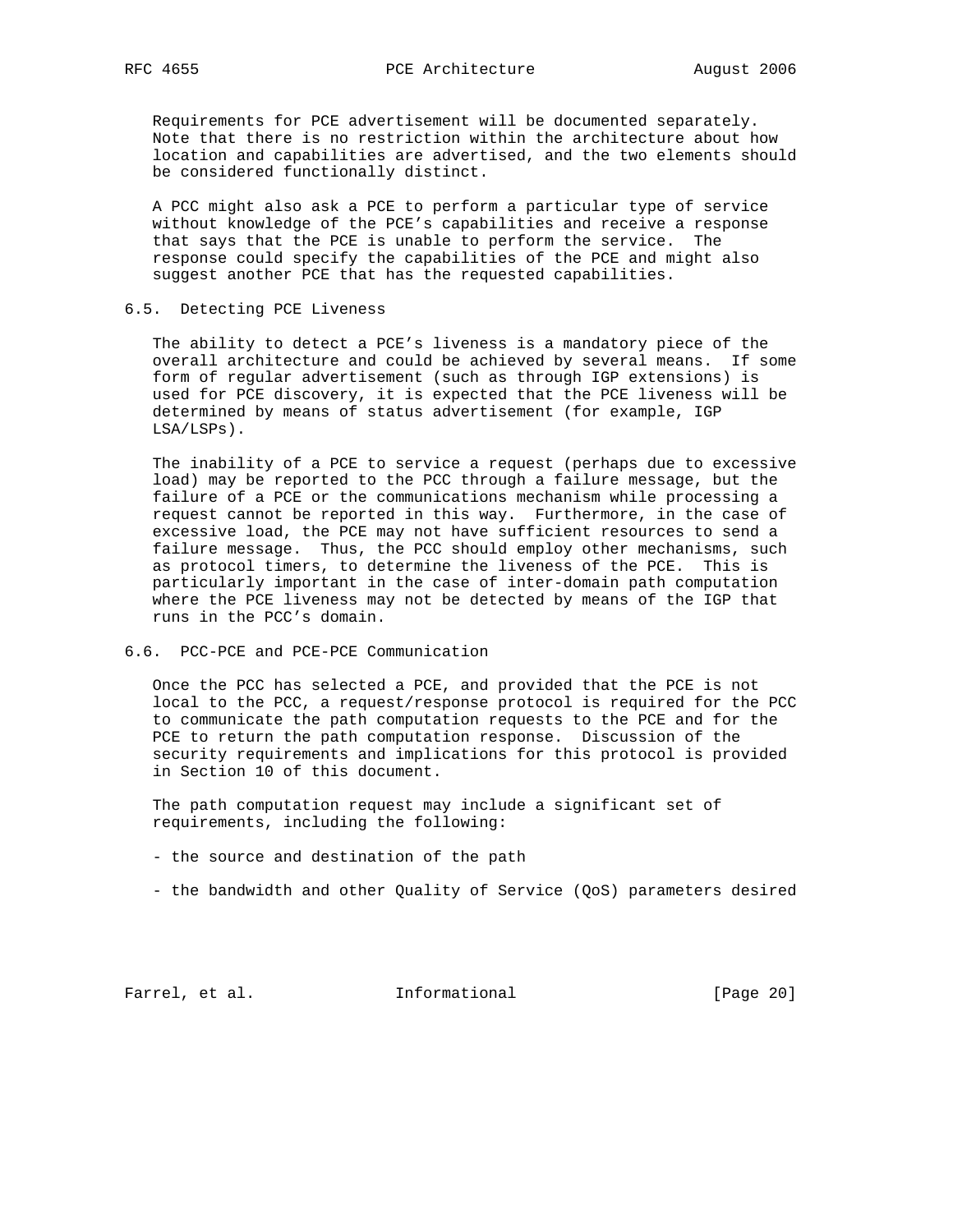Requirements for PCE advertisement will be documented separately. Note that there is no restriction within the architecture about how location and capabilities are advertised, and the two elements should be considered functionally distinct.

A PCC might also ask a PCE to perform a particular type of service without knowledge of the PCE's capabilities and receive a response that says that the PCE is unable to perform the service. The response could specify the capabilities of the PCE and might also suggest another PCE that has the requested capabilities.

### 6.5. Detecting PCE Liveness

The ability to detect a PCE's liveness is a mandatory piece of the overall architecture and could be achieved by several means. If some form of regular advertisement (such as through IGP extensions) is used for PCE discovery, it is expected that the PCE liveness will be determined by means of status advertisement (for example, IGP LSA/LSPs).

The inability of a PCE to service a request (perhaps due to excessive load) may be reported to the PCC through a failure message, but the failure of a PCE or the communications mechanism while processing a request cannot be reported in this way. Furthermore, in the case of excessive load, the PCE may not have sufficient resources to send a failure message. Thus, the PCC should employ other mechanisms, such as protocol timers, to determine the liveness of the PCE. This is particularly important in the case of inter-domain path computation where the PCE liveness may not be detected by means of the IGP that runs in the PCC's domain.

### 6.6. PCC-PCE and PCE-PCE Communication

Once the PCC has selected a PCE, and provided that the PCE is not local to the PCC, a request/response protocol is required for the PCC to communicate the path computation requests to the PCE and for the PCE to return the path computation response. Discussion of the security requirements and implications for this protocol is provided in Section 10 of this document.

The path computation request may include a significant set of requirements, including the following:

- the source and destination of the path

- the bandwidth and other Quality of Service (QoS) parameters desired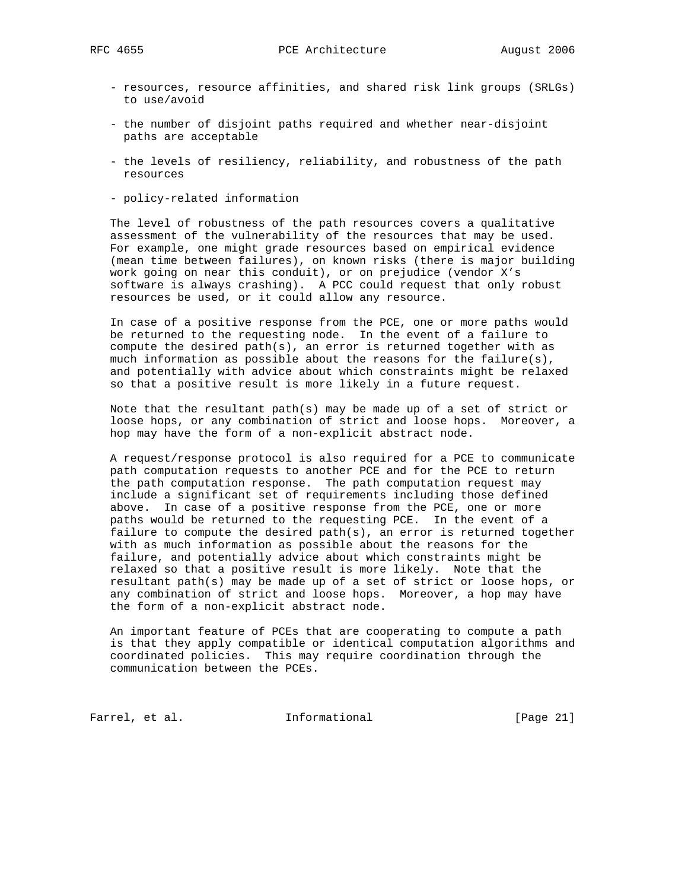- resources, resource affinities, and shared risk link groups (SRLGs) to use/avoid

- the number of disjoint paths required and whether near-disjoint paths are acceptable

- the levels of resiliency, reliability, and robustness of the path resources

- policy-related information

The level of robustness of the path resources covers a qualitative assessment of the vulnerability of the resources that may be used. For example, one might grade resources based on empirical evidence (mean time between failures), on known risks (there is major building work going on near this conduit), or on prejudice (vendor X's software is always crashing). A PCC could request that only robust resources be used, or it could allow any resource.

In case of a positive response from the PCE, one or more paths would be returned to the requesting node. In the event of a failure to compute the desired path(s), an error is returned together with as much information as possible about the reasons for the failure(s), and potentially with advice about which constraints might be relaxed so that a positive result is more likely in a future request.

Note that the resultant path(s) may be made up of a set of strict or loose hops, or any combination of strict and loose hops. Moreover, a hop may have the form of a non-explicit abstract node.

A request/response protocol is also required for a PCE to communicate path computation requests to another PCE and for the PCE to return the path computation response. The path computation request may include a significant set of requirements including those defined above. In case of a positive response from the PCE, one or more paths would be returned to the requesting PCE. In the event of a failure to compute the desired path(s), an error is returned together with as much information as possible about the reasons for the failure, and potentially advice about which constraints might be relaxed so that a positive result is more likely. Note that the resultant path(s) may be made up of a set of strict or loose hops, or any combination of strict and loose hops. Moreover, a hop may have the form of a non-explicit abstract node.

An important feature of PCEs that are cooperating to compute a path is that they apply compatible or identical computation algorithms and coordinated policies. This may require coordination through the communication between the PCEs.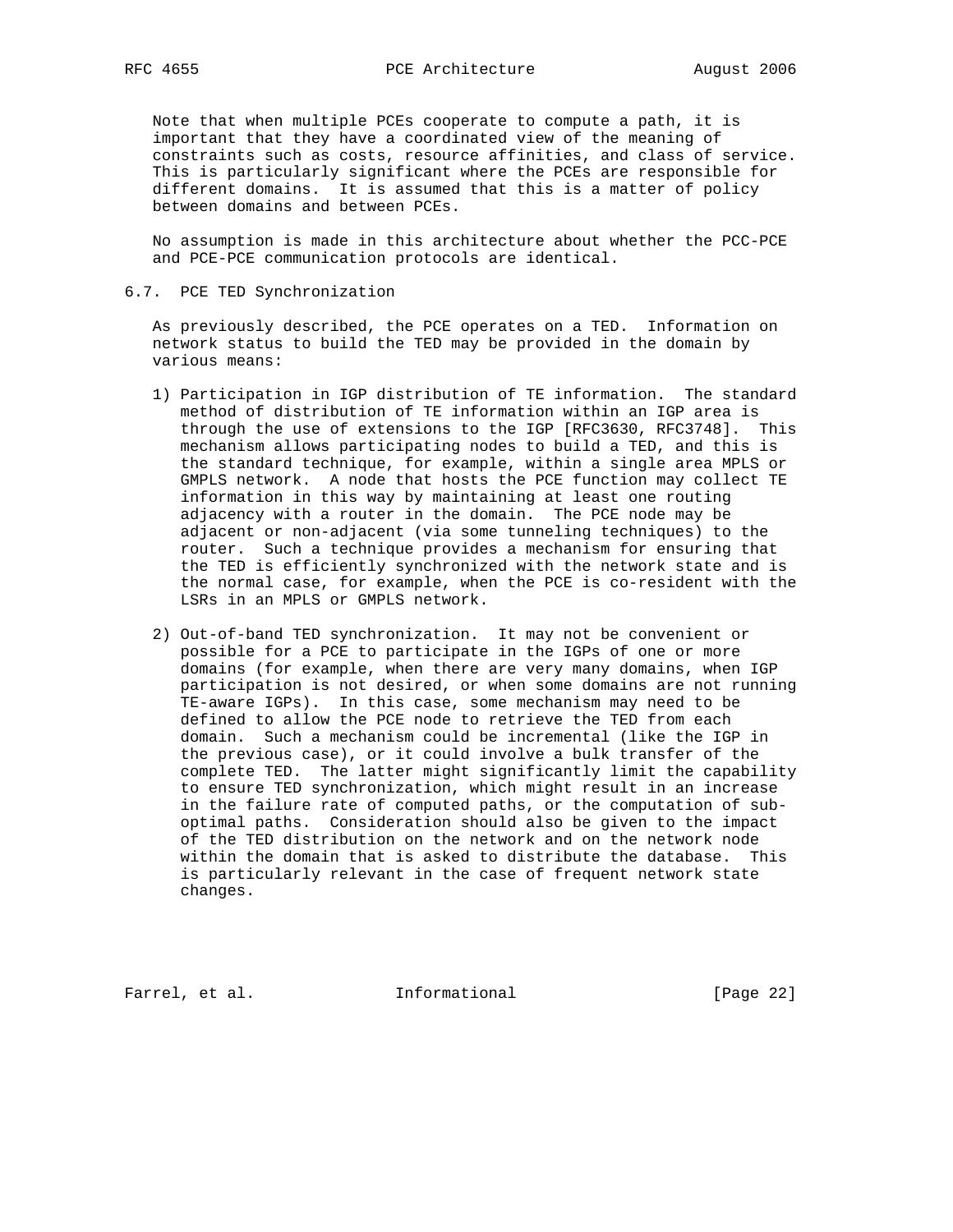Note that when multiple PCEs cooperate to compute a path, it is important that they have a coordinated view of the meaning of constraints such as costs, resource affinities, and class of service. This is particularly significant where the PCEs are responsible for different domains. It is assumed that this is a matter of policy between domains and between PCEs.

No assumption is made in this architecture about whether the PCC-PCE and PCE-PCE communication protocols are identical.

### 6.7. PCE TED Synchronization

As previously described, the PCE operates on a TED. Information on network status to build the TED may be provided in the domain by various means:

1) Participation in IGP distribution of TE information. The standard method of distribution of TE information within an IGP area is through the use of extensions to the IGP [RFC3630, RFC3748]. This mechanism allows participating nodes to build a TED, and this is the standard technique, for example, within a single area MPLS or GMPLS network. A node that hosts the PCE function may collect TE information in this way by maintaining at least one routing adjacency with a router in the domain. The PCE node may be adjacent or non-adjacent (via some tunneling techniques) to the router. Such a technique provides a mechanism for ensuring that the TED is efficiently synchronized with the network state and is the normal case, for example, when the PCE is co-resident with the LSRs in an MPLS or GMPLS network.

2) Out-of-band TED synchronization. It may not be convenient or possible for a PCE to participate in the IGPs of one or more domains (for example, when there are very many domains, when IGP participation is not desired, or when some domains are not running TE-aware IGPs). In this case, some mechanism may need to be defined to allow the PCE node to retrieve the TED from each domain. Such a mechanism could be incremental (like the IGP in the previous case), or it could involve a bulk transfer of the complete TED. The latter might significantly limit the capability to ensure TED synchronization, which might result in an increase in the failure rate of computed paths, or the computation of sub-optimal paths. Consideration should also be given to the impact of the TED distribution on the network and on the network node within the domain that is asked to distribute the database. This is particularly relevant in the case of frequent network state changes.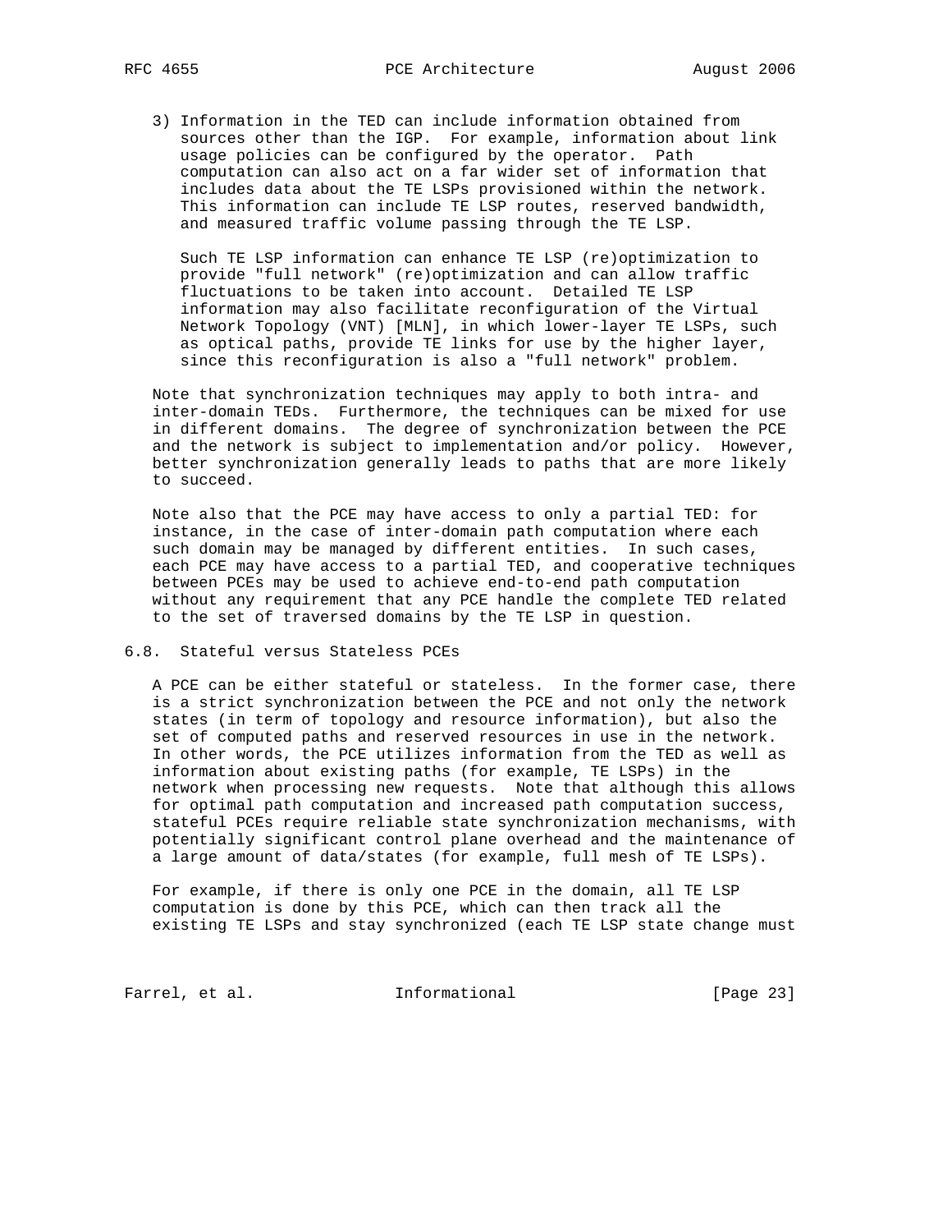3) Information in the TED can include information obtained from sources other than the IGP. For example, information about link usage policies can be configured by the operator. Path computation can also act on a far wider set of information that includes data about the TE LSPs provisioned within the network. This information can include TE LSP routes, reserved bandwidth, and measured traffic volume passing through the TE LSP.

   Such TE LSP information can enhance TE LSP (re)optimization to provide "full network" (re)optimization and can allow traffic fluctuations to be taken into account. Detailed TE LSP information may also facilitate reconfiguration of the Virtual Network Topology (VNT) [MLN], in which lower-layer TE LSPs, such as optical paths, provide TE links for use by the higher layer, since this reconfiguration is also a "full network" problem.

Note that synchronization techniques may apply to both intra- and inter-domain TEDs. Furthermore, the techniques can be mixed for use in different domains. The degree of synchronization between the PCE and the network is subject to implementation and/or policy. However, better synchronization generally leads to paths that are more likely to succeed.

Note also that the PCE may have access to only a partial TED: for instance, in the case of inter-domain path computation where each such domain may be managed by different entities. In such cases, each PCE may have access to a partial TED, and cooperative techniques between PCEs may be used to achieve end-to-end path computation without any requirement that any PCE handle the complete TED related to the set of traversed domains by the TE LSP in question.

## 6.8. Stateful versus Stateless PCEs

A PCE can be either stateful or stateless. In the former case, there is a strict synchronization between the PCE and not only the network states (in term of topology and resource information), but also the set of computed paths and reserved resources in use in the network. In other words, the PCE utilizes information from the TED as well as information about existing paths (for example, TE LSPs) in the network when processing new requests. Note that although this allows for optimal path computation and increased path computation success, stateful PCEs require reliable state synchronization mechanisms, with potentially significant control plane overhead and the maintenance of a large amount of data/states (for example, full mesh of TE LSPs).

For example, if there is only one PCE in the domain, all TE LSP computation is done by this PCE, which can then track all the existing TE LSPs and stay synchronized (each TE LSP state change must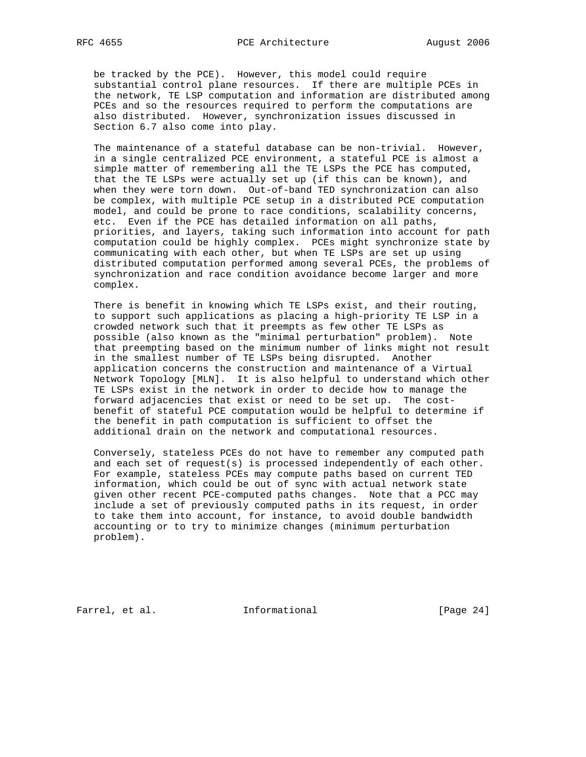be tracked by the PCE). However, this model could require substantial control plane resources. If there are multiple PCEs in the network, TE LSP computation and information are distributed among PCEs and so the resources required to perform the computations are also distributed. However, synchronization issues discussed in Section 6.7 also come into play.

The maintenance of a stateful database can be non-trivial. However, in a single centralized PCE environment, a stateful PCE is almost a simple matter of remembering all the TE LSPs the PCE has computed, that the TE LSPs were actually set up (if this can be known), and when they were torn down. Out-of-band TED synchronization can also be complex, with multiple PCE setup in a distributed PCE computation model, and could be prone to race conditions, scalability concerns, etc. Even if the PCE has detailed information on all paths, priorities, and layers, taking such information into account for path computation could be highly complex. PCEs might synchronize state by communicating with each other, but when TE LSPs are set up using distributed computation performed among several PCEs, the problems of synchronization and race condition avoidance become larger and more complex.

There is benefit in knowing which TE LSPs exist, and their routing, to support such applications as placing a high-priority TE LSP in a crowded network such that it preempts as few other TE LSPs as possible (also known as the "minimal perturbation" problem). Note that preempting based on the minimum number of links might not result in the smallest number of TE LSPs being disrupted. Another application concerns the construction and maintenance of a Virtual Network Topology [MLN]. It is also helpful to understand which other TE LSPs exist in the network in order to decide how to manage the forward adjacencies that exist or need to be set up. The cost-benefit of stateful PCE computation would be helpful to determine if the benefit in path computation is sufficient to offset the additional drain on the network and computational resources.

Conversely, stateless PCEs do not have to remember any computed path and each set of request(s) is processed independently of each other. For example, stateless PCEs may compute paths based on current TED information, which could be out of sync with actual network state given other recent PCE-computed paths changes. Note that a PCC may include a set of previously computed paths in its request, in order to take them into account, for instance, to avoid double bandwidth accounting or to try to minimize changes (minimum perturbation problem).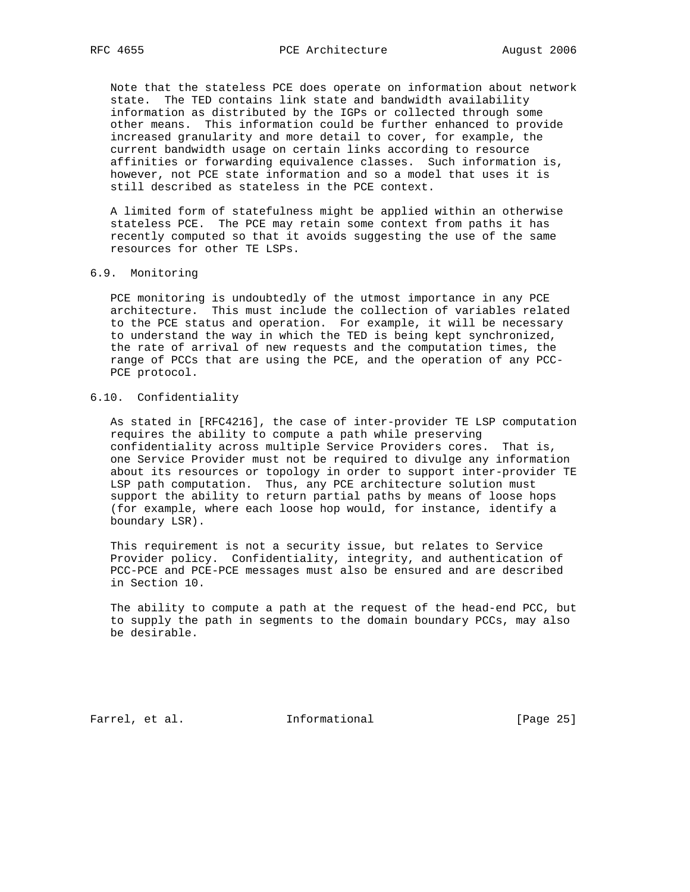Note that the stateless PCE does operate on information about network state. The TED contains link state and bandwidth availability information as distributed by the IGPs or collected through some other means. This information could be further enhanced to provide increased granularity and more detail to cover, for example, the current bandwidth usage on certain links according to resource affinities or forwarding equivalence classes. Such information is, however, not PCE state information and so a model that uses it is still described as stateless in the PCE context.

A limited form of statefulness might be applied within an otherwise stateless PCE. The PCE may retain some context from paths it has recently computed so that it avoids suggesting the use of the same resources for other TE LSPs.

### 6.9. Monitoring

PCE monitoring is undoubtedly of the utmost importance in any PCE architecture. This must include the collection of variables related to the PCE status and operation. For example, it will be necessary to understand the way in which the TED is being kept synchronized, the rate of arrival of new requests and the computation times, the range of PCCs that are using the PCE, and the operation of any PCC-PCE protocol.

### 6.10. Confidentiality

As stated in [RFC4216], the case of inter-provider TE LSP computation requires the ability to compute a path while preserving confidentiality across multiple Service Providers cores. That is, one Service Provider must not be required to divulge any information about its resources or topology in order to support inter-provider TE LSP path computation. Thus, any PCE architecture solution must support the ability to return partial paths by means of loose hops (for example, where each loose hop would, for instance, identify a boundary LSR).

This requirement is not a security issue, but relates to Service Provider policy. Confidentiality, integrity, and authentication of PCC-PCE and PCE-PCE messages must also be ensured and are described in Section 10.

The ability to compute a path at the request of the head-end PCC, but to supply the path in segments to the domain boundary PCCs, may also be desirable.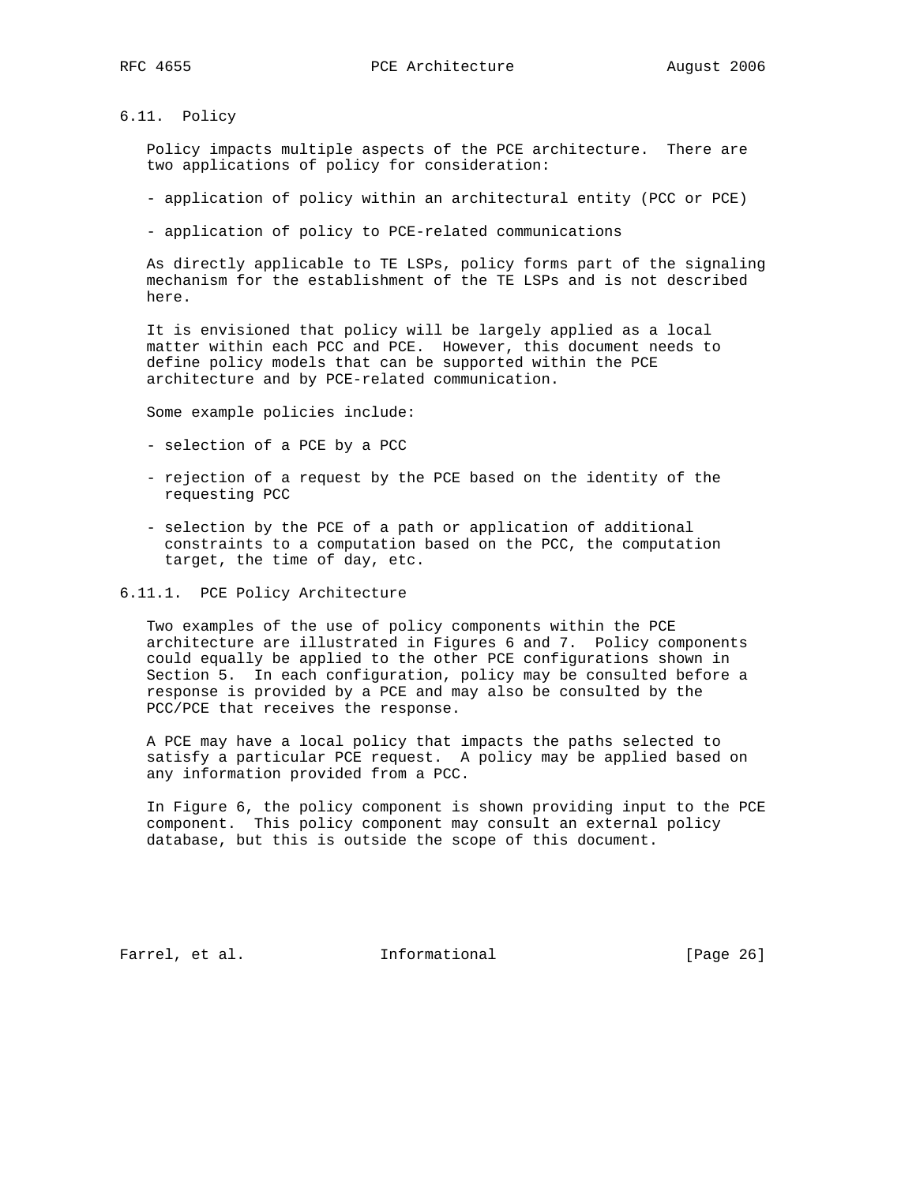## 6.11. Policy

Policy impacts multiple aspects of the PCE architecture. There are two applications of policy for consideration:

- application of policy within an architectural entity (PCC or PCE)
- application of policy to PCE-related communications

As directly applicable to TE LSPs, policy forms part of the signaling mechanism for the establishment of the TE LSPs and is not described here.

It is envisioned that policy will be largely applied as a local matter within each PCC and PCE. However, this document needs to define policy models that can be supported within the PCE architecture and by PCE-related communication.

Some example policies include:

- selection of a PCE by a PCC
- rejection of a request by the PCE based on the identity of the requesting PCC
- selection by the PCE of a path or application of additional constraints to a computation based on the PCC, the computation target, the time of day, etc.

### 6.11.1. PCE Policy Architecture

Two examples of the use of policy components within the PCE architecture are illustrated in Figures 6 and 7. Policy components could equally be applied to the other PCE configurations shown in Section 5. In each configuration, policy may be consulted before a response is provided by a PCE and may also be consulted by the PCC/PCE that receives the response.

A PCE may have a local policy that impacts the paths selected to satisfy a particular PCE request. A policy may be applied based on any information provided from a PCC.

In Figure 6, the policy component is shown providing input to the PCE component. This policy component may consult an external policy database, but this is outside the scope of this document.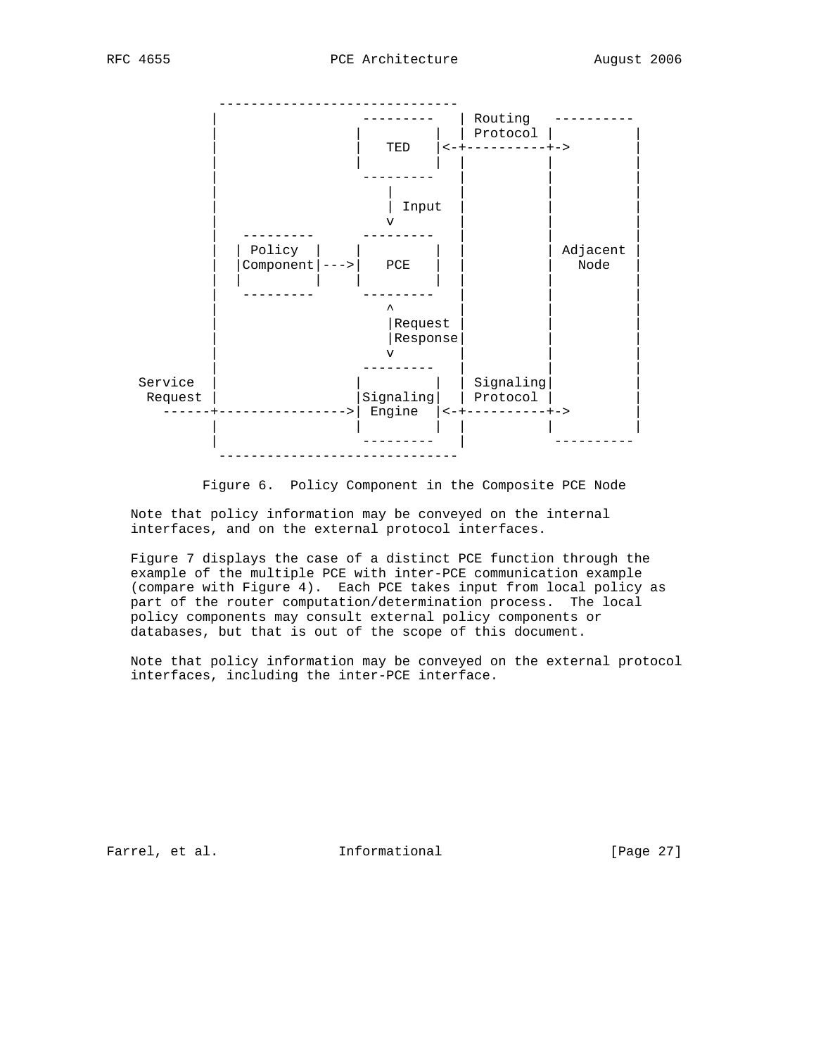```
              ------------------------------
             |                 ---------   | Routing   ----------
             |                |         |  | Protocol |          |
             |                |   TED   |<-+----------+->        |
             |                |         |  |          |          |
             |                 ---------   |          |          |
             |                    |        |          |          |
             |                    | Input  |          |          |
             |                    v        |          |          |
             |   ---------     ---------   |          |          |
             |  | Policy  |   |         |  |          | Adjacent |
             |  |Component|--->|   PCE   |  |          |   Node   |
             |  |         |   |         |  |          |          |
             |   ---------     ---------   |          |          |
             |                    ^        |          |          |
             |                    |Request |          |          |
             |                    |Response|          |          |
             |                    v        |          |          |
             |                 ---------   |          |          |
     Service |                |         |  | Signaling|          |
      Request|                |Signaling|  | Protocol |          |
       ------+---------------->| Engine  |<-+----------+->        |
             |                |         |  |          |          |
             |                 ---------   |           ----------
              ------------------------------
```

Figure 6. Policy Component in the Composite PCE Node

Note that policy information may be conveyed on the internal interfaces, and on the external protocol interfaces.

Figure 7 displays the case of a distinct PCE function through the example of the multiple PCE with inter-PCE communication example (compare with Figure 4). Each PCE takes input from local policy as part of the router computation/determination process. The local policy components may consult external policy components or databases, but that is out of the scope of this document.

Note that policy information may be conveyed on the external protocol interfaces, including the inter-PCE interface.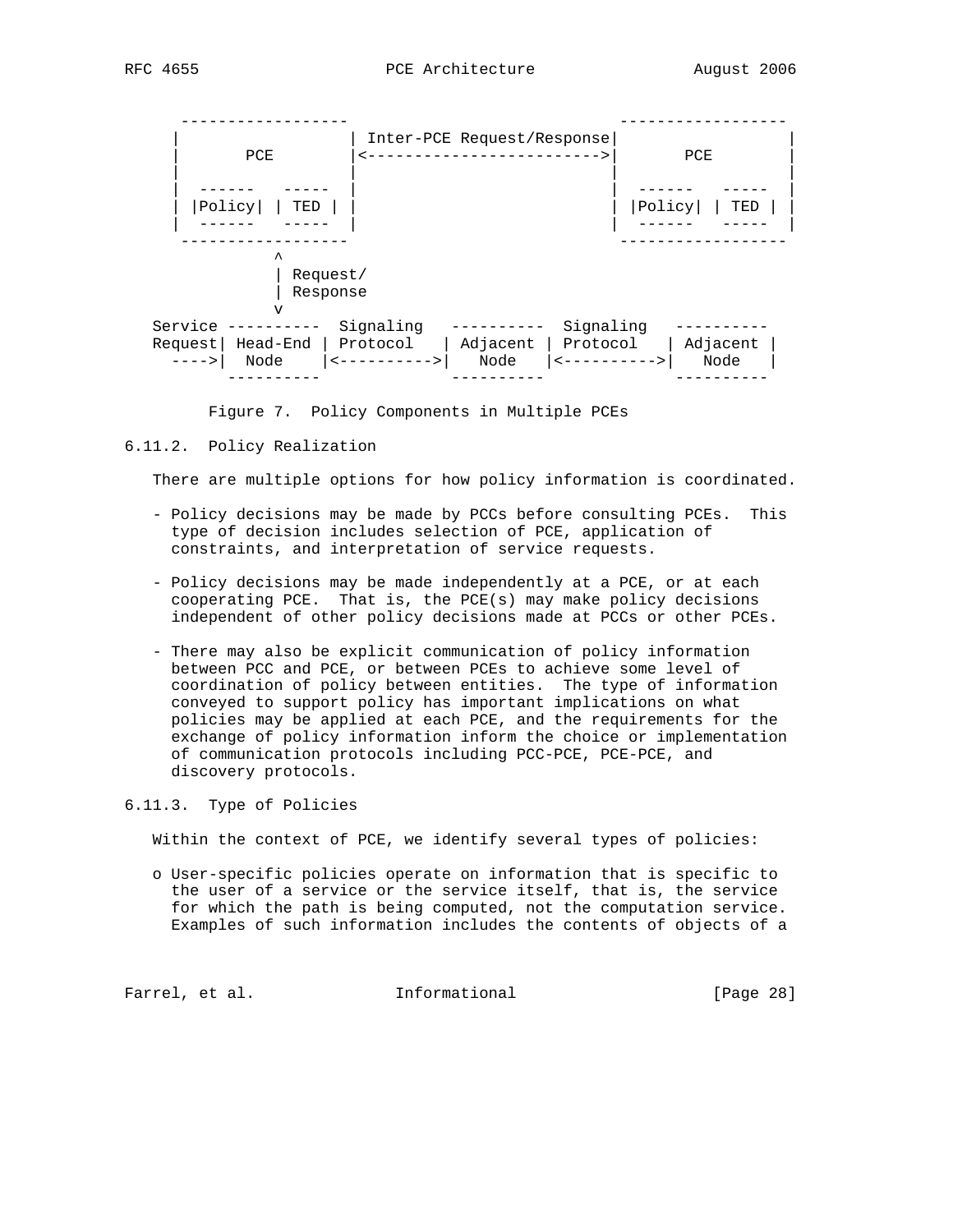```
     ------------------                        ------------------
    |                  | Inter-PCE Request/Response|                  |
    |       PCE        |<------------------------->|       PCE        |
    |                  |                           |                  |
    |  ------   -----  |                           |  ------   -----  |
    | |Policy| | TED | |                           | |Policy| | TED | |
    |  ------   -----  |                           |  ------   -----  |
     ------------------                             ------------------
               ^
               | Request/
               | Response
               v
 Service ----------  Signaling   ----------  Signaling   ----------
 Request| Head-End | Protocol   | Adjacent | Protocol   | Adjacent |
   ---->|  Node    |<---------->|   Node   |<---------->|   Node   |
         ----------              ----------              ----------
```

Figure 7. Policy Components in Multiple PCEs

### 6.11.2. Policy Realization

There are multiple options for how policy information is coordinated.

- Policy decisions may be made by PCCs before consulting PCEs. This type of decision includes selection of PCE, application of constraints, and interpretation of service requests.

- Policy decisions may be made independently at a PCE, or at each cooperating PCE. That is, the PCE(s) may make policy decisions independent of other policy decisions made at PCCs or other PCEs.

- There may also be explicit communication of policy information between PCC and PCE, or between PCEs to achieve some level of coordination of policy between entities. The type of information conveyed to support policy has important implications on what policies may be applied at each PCE, and the requirements for the exchange of policy information inform the choice or implementation of communication protocols including PCC-PCE, PCE-PCE, and discovery protocols.

### 6.11.3. Type of Policies

Within the context of PCE, we identify several types of policies:

o User-specific policies operate on information that is specific to the user of a service or the service itself, that is, the service for which the path is being computed, not the computation service. Examples of such information includes the contents of objects of a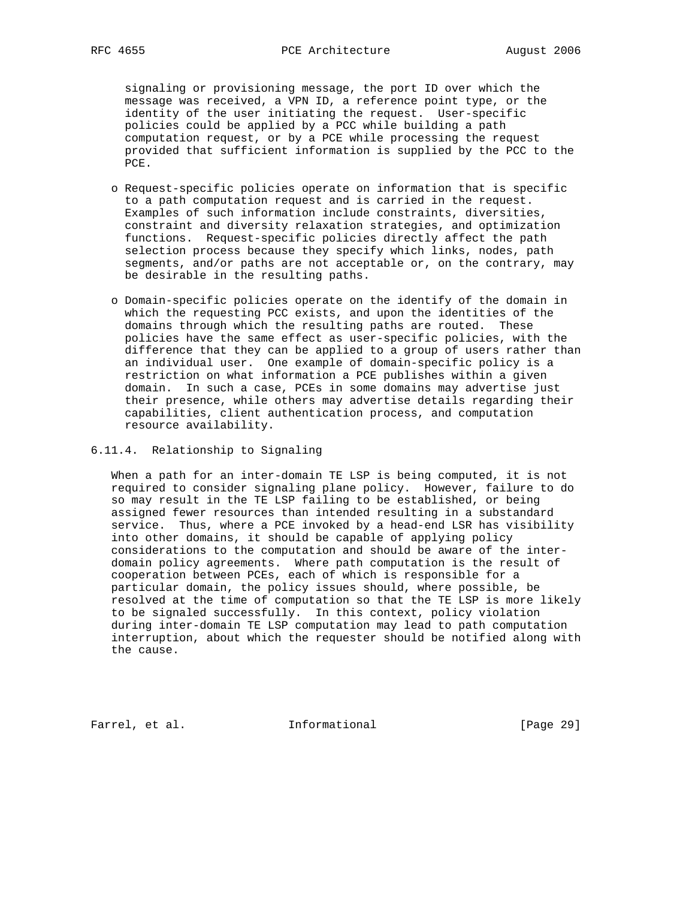signaling or provisioning message, the port ID over which the message was received, a VPN ID, a reference point type, or the identity of the user initiating the request. User-specific policies could be applied by a PCC while building a path computation request, or by a PCE while processing the request provided that sufficient information is supplied by the PCC to the PCE.

- Request-specific policies operate on information that is specific to a path computation request and is carried in the request. Examples of such information include constraints, diversities, constraint and diversity relaxation strategies, and optimization functions. Request-specific policies directly affect the path selection process because they specify which links, nodes, path segments, and/or paths are not acceptable or, on the contrary, may be desirable in the resulting paths.

- Domain-specific policies operate on the identify of the domain in which the requesting PCC exists, and upon the identities of the domains through which the resulting paths are routed. These policies have the same effect as user-specific policies, with the difference that they can be applied to a group of users rather than an individual user. One example of domain-specific policy is a restriction on what information a PCE publishes within a given domain. In such a case, PCEs in some domains may advertise just their presence, while others may advertise details regarding their capabilities, client authentication process, and computation resource availability.

### 6.11.4. Relationship to Signaling

When a path for an inter-domain TE LSP is being computed, it is not required to consider signaling plane policy. However, failure to do so may result in the TE LSP failing to be established, or being assigned fewer resources than intended resulting in a substandard service. Thus, where a PCE invoked by a head-end LSR has visibility into other domains, it should be capable of applying policy considerations to the computation and should be aware of the inter-domain policy agreements. Where path computation is the result of cooperation between PCEs, each of which is responsible for a particular domain, the policy issues should, where possible, be resolved at the time of computation so that the TE LSP is more likely to be signaled successfully. In this context, policy violation during inter-domain TE LSP computation may lead to path computation interruption, about which the requester should be notified along with the cause.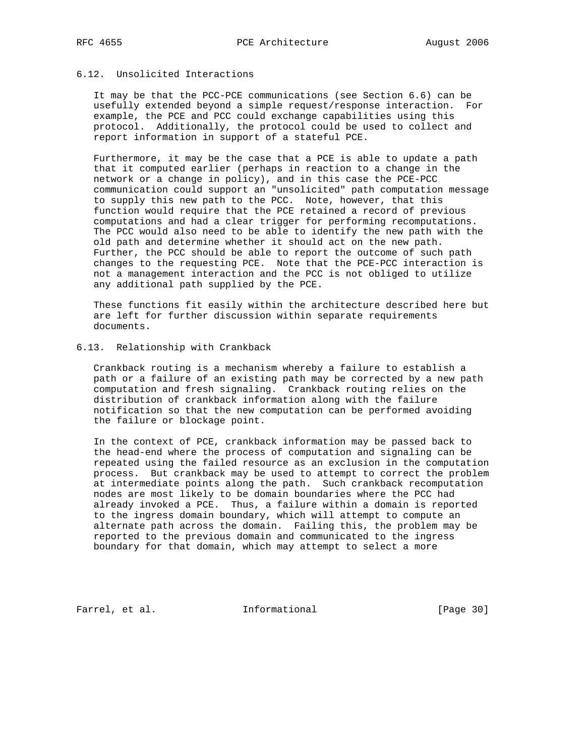### 6.12. Unsolicited Interactions

It may be that the PCC-PCE communications (see Section 6.6) can be usefully extended beyond a simple request/response interaction. For example, the PCE and PCC could exchange capabilities using this protocol. Additionally, the protocol could be used to collect and report information in support of a stateful PCE.

Furthermore, it may be the case that a PCE is able to update a path that it computed earlier (perhaps in reaction to a change in the network or a change in policy), and in this case the PCE-PCC communication could support an "unsolicited" path computation message to supply this new path to the PCC. Note, however, that this function would require that the PCE retained a record of previous computations and had a clear trigger for performing recomputations. The PCC would also need to be able to identify the new path with the old path and determine whether it should act on the new path. Further, the PCC should be able to report the outcome of such path changes to the requesting PCE. Note that the PCE-PCC interaction is not a management interaction and the PCC is not obliged to utilize any additional path supplied by the PCE.

These functions fit easily within the architecture described here but are left for further discussion within separate requirements documents.

### 6.13. Relationship with Crankback

Crankback routing is a mechanism whereby a failure to establish a path or a failure of an existing path may be corrected by a new path computation and fresh signaling. Crankback routing relies on the distribution of crankback information along with the failure notification so that the new computation can be performed avoiding the failure or blockage point.

In the context of PCE, crankback information may be passed back to the head-end where the process of computation and signaling can be repeated using the failed resource as an exclusion in the computation process. But crankback may be used to attempt to correct the problem at intermediate points along the path. Such crankback recomputation nodes are most likely to be domain boundaries where the PCC had already invoked a PCE. Thus, a failure within a domain is reported to the ingress domain boundary, which will attempt to compute an alternate path across the domain. Failing this, the problem may be reported to the previous domain and communicated to the ingress boundary for that domain, which may attempt to select a more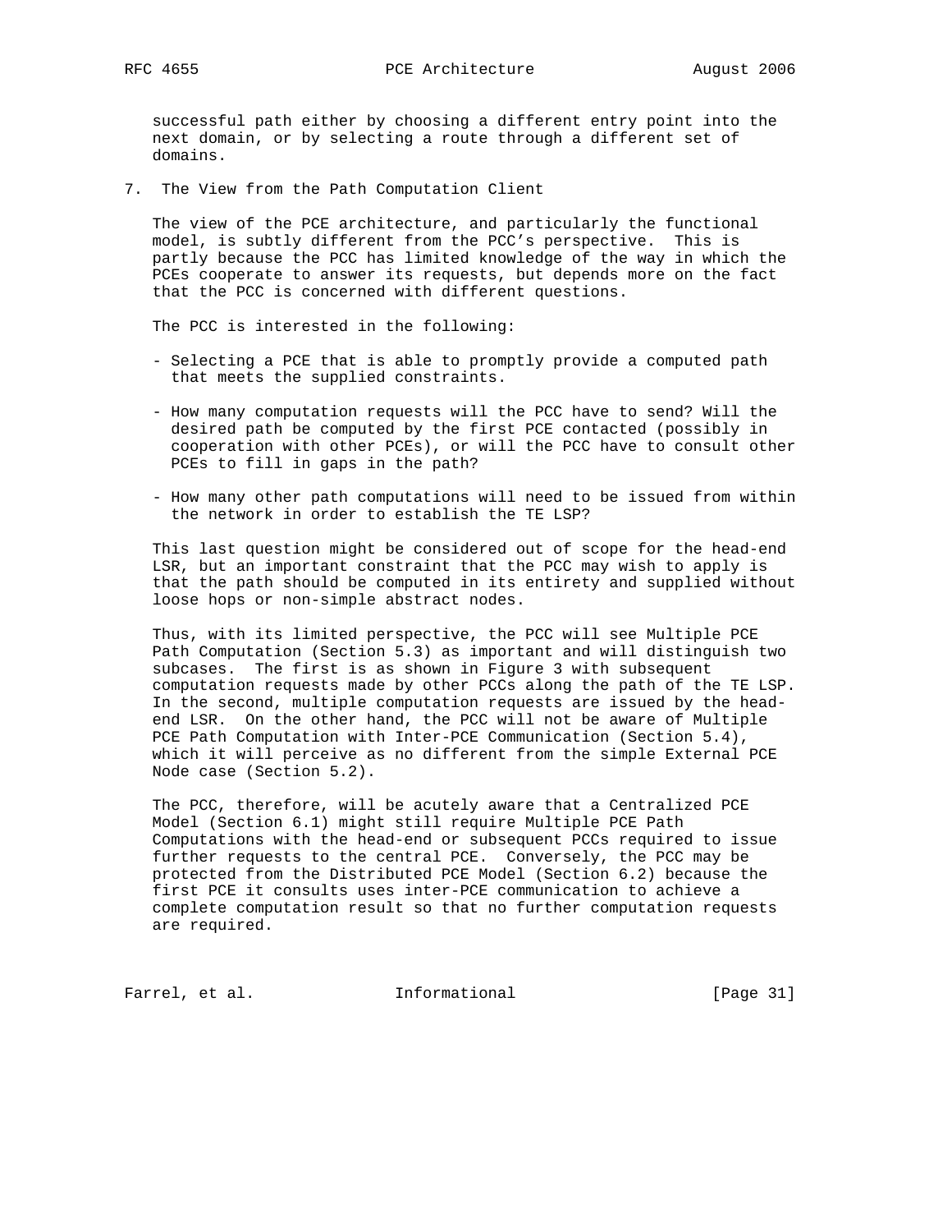successful path either by choosing a different entry point into the next domain, or by selecting a route through a different set of domains.

## 7. The View from the Path Computation Client

The view of the PCE architecture, and particularly the functional model, is subtly different from the PCC's perspective. This is partly because the PCC has limited knowledge of the way in which the PCEs cooperate to answer its requests, but depends more on the fact that the PCC is concerned with different questions.

The PCC is interested in the following:

- Selecting a PCE that is able to promptly provide a computed path that meets the supplied constraints.

- How many computation requests will the PCC have to send? Will the desired path be computed by the first PCE contacted (possibly in cooperation with other PCEs), or will the PCC have to consult other PCEs to fill in gaps in the path?

- How many other path computations will need to be issued from within the network in order to establish the TE LSP?

This last question might be considered out of scope for the head-end LSR, but an important constraint that the PCC may wish to apply is that the path should be computed in its entirety and supplied without loose hops or non-simple abstract nodes.

Thus, with its limited perspective, the PCC will see Multiple PCE Path Computation (Section 5.3) as important and will distinguish two subcases. The first is as shown in Figure 3 with subsequent computation requests made by other PCCs along the path of the TE LSP. In the second, multiple computation requests are issued by the head-end LSR. On the other hand, the PCC will not be aware of Multiple PCE Path Computation with Inter-PCE Communication (Section 5.4), which it will perceive as no different from the simple External PCE Node case (Section 5.2).

The PCC, therefore, will be acutely aware that a Centralized PCE Model (Section 6.1) might still require Multiple PCE Path Computations with the head-end or subsequent PCCs required to issue further requests to the central PCE. Conversely, the PCC may be protected from the Distributed PCE Model (Section 6.2) because the first PCE it consults uses inter-PCE communication to achieve a complete computation result so that no further computation requests are required.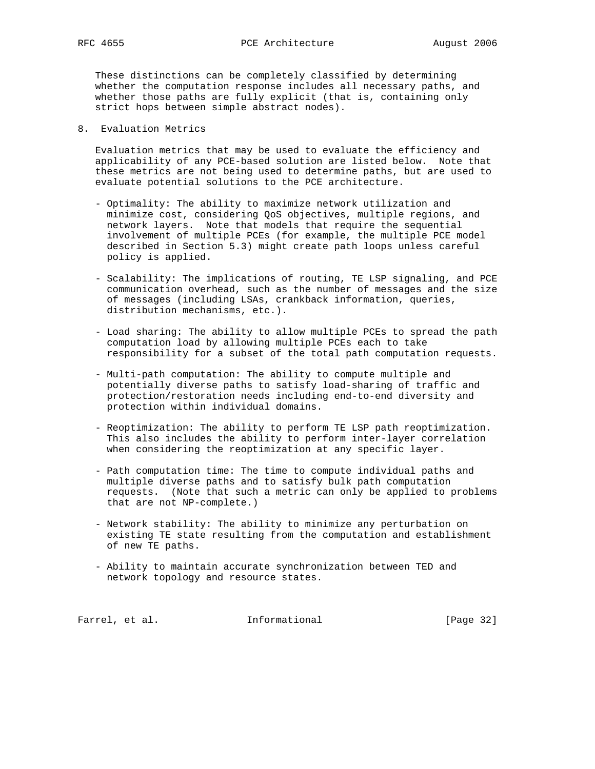These distinctions can be completely classified by determining whether the computation response includes all necessary paths, and whether those paths are fully explicit (that is, containing only strict hops between simple abstract nodes).

## 8. Evaluation Metrics

Evaluation metrics that may be used to evaluate the efficiency and applicability of any PCE-based solution are listed below. Note that these metrics are not being used to determine paths, but are used to evaluate potential solutions to the PCE architecture.

- Optimality: The ability to maximize network utilization and minimize cost, considering QoS objectives, multiple regions, and network layers. Note that models that require the sequential involvement of multiple PCEs (for example, the multiple PCE model described in Section 5.3) might create path loops unless careful policy is applied.

- Scalability: The implications of routing, TE LSP signaling, and PCE communication overhead, such as the number of messages and the size of messages (including LSAs, crankback information, queries, distribution mechanisms, etc.).

- Load sharing: The ability to allow multiple PCEs to spread the path computation load by allowing multiple PCEs each to take responsibility for a subset of the total path computation requests.

- Multi-path computation: The ability to compute multiple and potentially diverse paths to satisfy load-sharing of traffic and protection/restoration needs including end-to-end diversity and protection within individual domains.

- Reoptimization: The ability to perform TE LSP path reoptimization. This also includes the ability to perform inter-layer correlation when considering the reoptimization at any specific layer.

- Path computation time: The time to compute individual paths and multiple diverse paths and to satisfy bulk path computation requests. (Note that such a metric can only be applied to problems that are not NP-complete.)

- Network stability: The ability to minimize any perturbation on existing TE state resulting from the computation and establishment of new TE paths.

- Ability to maintain accurate synchronization between TED and network topology and resource states.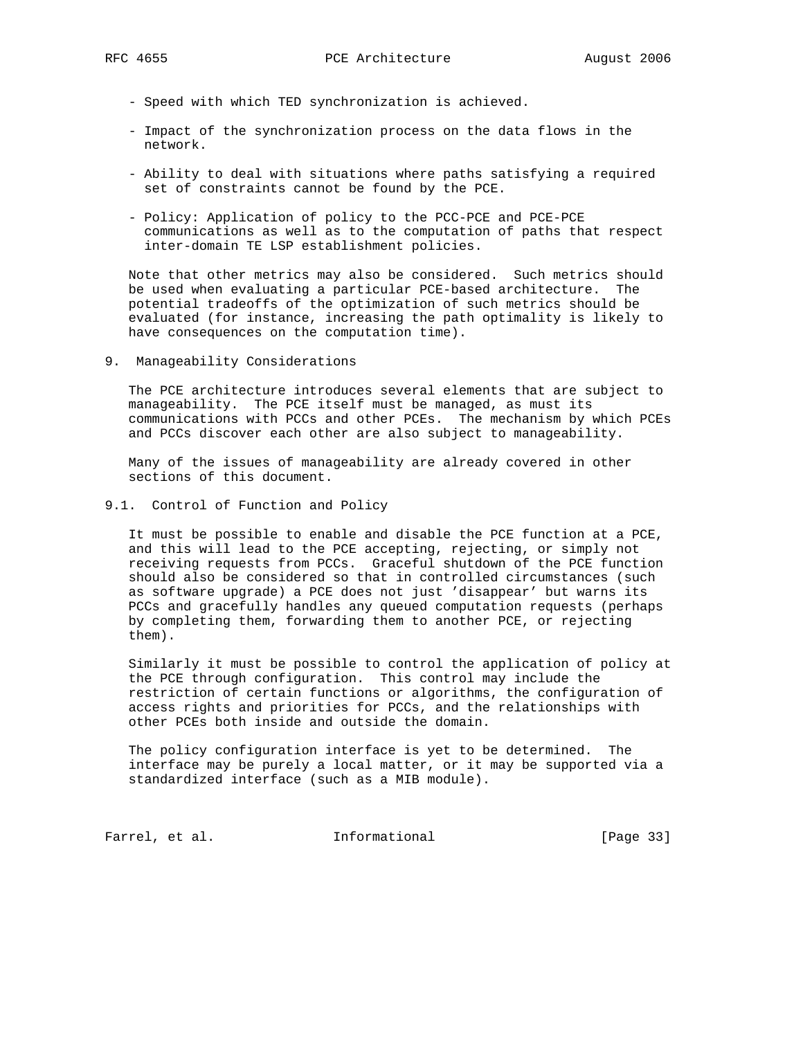- Speed with which TED synchronization is achieved.

- Impact of the synchronization process on the data flows in the network.

- Ability to deal with situations where paths satisfying a required set of constraints cannot be found by the PCE.

- Policy: Application of policy to the PCC-PCE and PCE-PCE communications as well as to the computation of paths that respect inter-domain TE LSP establishment policies.

Note that other metrics may also be considered. Such metrics should be used when evaluating a particular PCE-based architecture. The potential tradeoffs of the optimization of such metrics should be evaluated (for instance, increasing the path optimality is likely to have consequences on the computation time).

## 9. Manageability Considerations

The PCE architecture introduces several elements that are subject to manageability. The PCE itself must be managed, as must its communications with PCCs and other PCEs. The mechanism by which PCEs and PCCs discover each other are also subject to manageability.

Many of the issues of manageability are already covered in other sections of this document.

### 9.1. Control of Function and Policy

It must be possible to enable and disable the PCE function at a PCE, and this will lead to the PCE accepting, rejecting, or simply not receiving requests from PCCs. Graceful shutdown of the PCE function should also be considered so that in controlled circumstances (such as software upgrade) a PCE does not just 'disappear' but warns its PCCs and gracefully handles any queued computation requests (perhaps by completing them, forwarding them to another PCE, or rejecting them).

Similarly it must be possible to control the application of policy at the PCE through configuration. This control may include the restriction of certain functions or algorithms, the configuration of access rights and priorities for PCCs, and the relationships with other PCEs both inside and outside the domain.

The policy configuration interface is yet to be determined. The interface may be purely a local matter, or it may be supported via a standardized interface (such as a MIB module).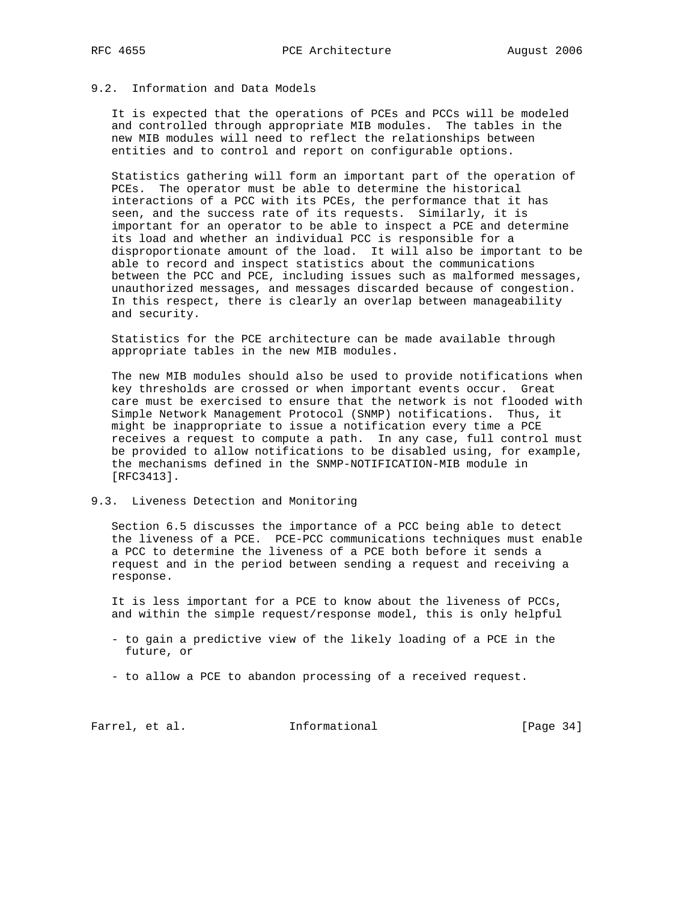### 9.2. Information and Data Models

It is expected that the operations of PCEs and PCCs will be modeled and controlled through appropriate MIB modules. The tables in the new MIB modules will need to reflect the relationships between entities and to control and report on configurable options.

Statistics gathering will form an important part of the operation of PCEs. The operator must be able to determine the historical interactions of a PCC with its PCEs, the performance that it has seen, and the success rate of its requests. Similarly, it is important for an operator to be able to inspect a PCE and determine its load and whether an individual PCC is responsible for a disproportionate amount of the load. It will also be important to be able to record and inspect statistics about the communications between the PCC and PCE, including issues such as malformed messages, unauthorized messages, and messages discarded because of congestion. In this respect, there is clearly an overlap between manageability and security.

Statistics for the PCE architecture can be made available through appropriate tables in the new MIB modules.

The new MIB modules should also be used to provide notifications when key thresholds are crossed or when important events occur. Great care must be exercised to ensure that the network is not flooded with Simple Network Management Protocol (SNMP) notifications. Thus, it might be inappropriate to issue a notification every time a PCE receives a request to compute a path. In any case, full control must be provided to allow notifications to be disabled using, for example, the mechanisms defined in the SNMP-NOTIFICATION-MIB module in [RFC3413].

### 9.3. Liveness Detection and Monitoring

Section 6.5 discusses the importance of a PCC being able to detect the liveness of a PCE. PCE-PCC communications techniques must enable a PCC to determine the liveness of a PCE both before it sends a request and in the period between sending a request and receiving a response.

It is less important for a PCE to know about the liveness of PCCs, and within the simple request/response model, this is only helpful

- to gain a predictive view of the likely loading of a PCE in the future, or

- to allow a PCE to abandon processing of a received request.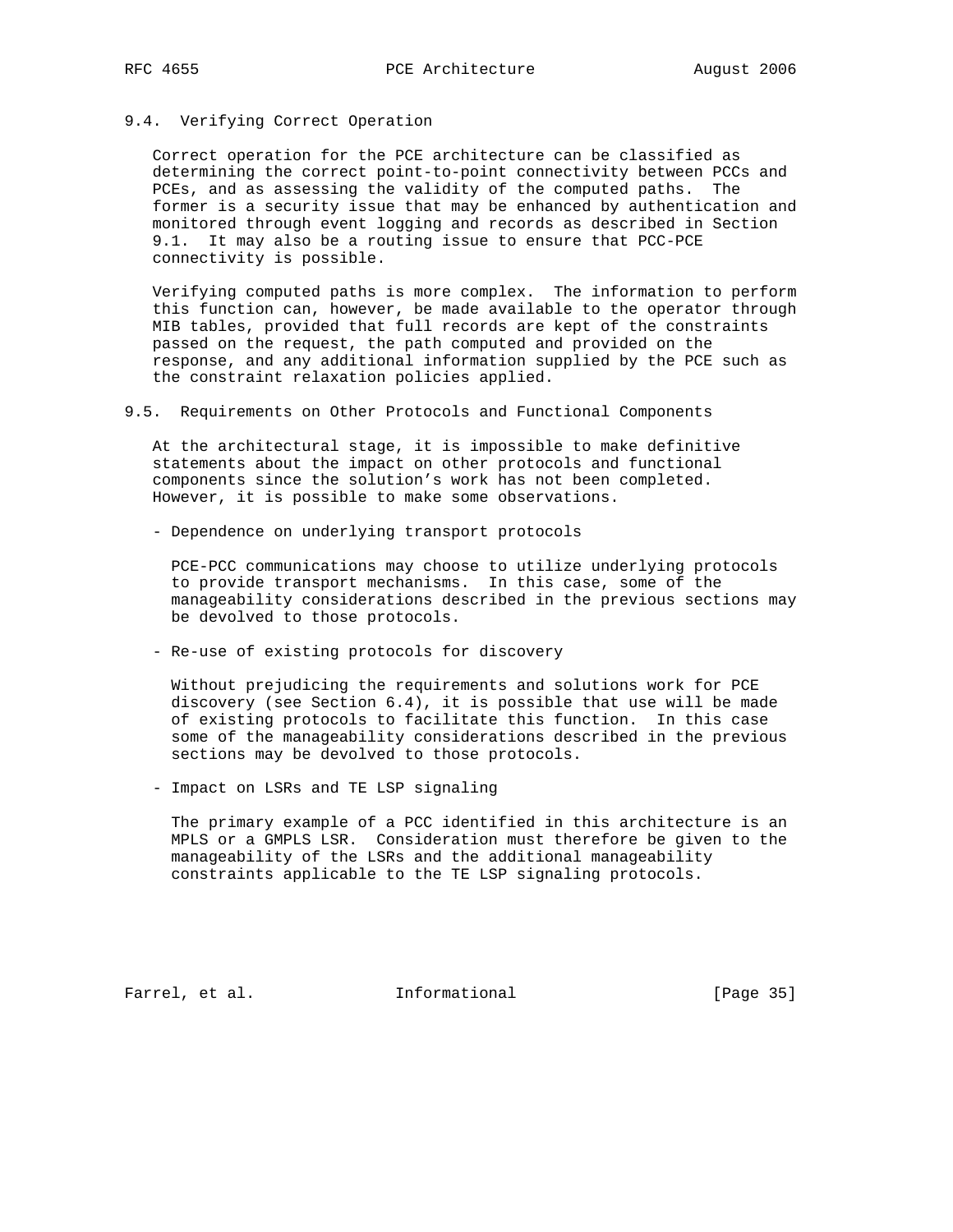### 9.4. Verifying Correct Operation

Correct operation for the PCE architecture can be classified as determining the correct point-to-point connectivity between PCCs and PCEs, and as assessing the validity of the computed paths. The former is a security issue that may be enhanced by authentication and monitored through event logging and records as described in Section 9.1. It may also be a routing issue to ensure that PCC-PCE connectivity is possible.

Verifying computed paths is more complex. The information to perform this function can, however, be made available to the operator through MIB tables, provided that full records are kept of the constraints passed on the request, the path computed and provided on the response, and any additional information supplied by the PCE such as the constraint relaxation policies applied.

### 9.5. Requirements on Other Protocols and Functional Components

At the architectural stage, it is impossible to make definitive statements about the impact on other protocols and functional components since the solution’s work has not been completed. However, it is possible to make some observations.

- Dependence on underlying transport protocols

  PCE-PCC communications may choose to utilize underlying protocols to provide transport mechanisms. In this case, some of the manageability considerations described in the previous sections may be devolved to those protocols.

- Re-use of existing protocols for discovery

  Without prejudicing the requirements and solutions work for PCE discovery (see Section 6.4), it is possible that use will be made of existing protocols to facilitate this function. In this case some of the manageability considerations described in the previous sections may be devolved to those protocols.

- Impact on LSRs and TE LSP signaling

  The primary example of a PCC identified in this architecture is an MPLS or a GMPLS LSR. Consideration must therefore be given to the manageability of the LSRs and the additional manageability constraints applicable to the TE LSP signaling protocols.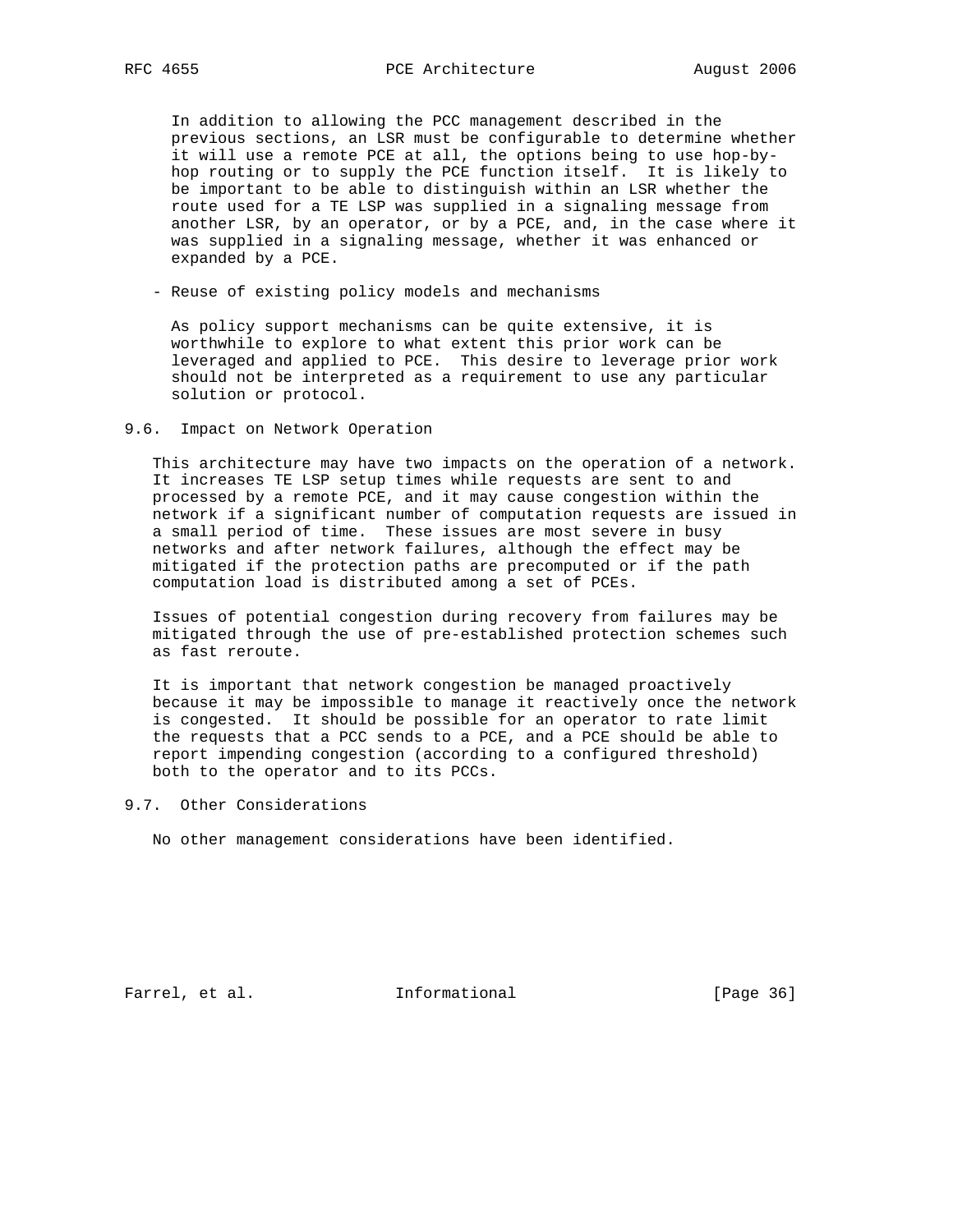In addition to allowing the PCC management described in the previous sections, an LSR must be configurable to determine whether it will use a remote PCE at all, the options being to use hop-by-hop routing or to supply the PCE function itself. It is likely to be important to be able to distinguish within an LSR whether the route used for a TE LSP was supplied in a signaling message from another LSR, by an operator, or by a PCE, and, in the case where it was supplied in a signaling message, whether it was enhanced or expanded by a PCE.

- Reuse of existing policy models and mechanisms

  As policy support mechanisms can be quite extensive, it is worthwhile to explore to what extent this prior work can be leveraged and applied to PCE. This desire to leverage prior work should not be interpreted as a requirement to use any particular solution or protocol.

## 9.6. Impact on Network Operation

This architecture may have two impacts on the operation of a network. It increases TE LSP setup times while requests are sent to and processed by a remote PCE, and it may cause congestion within the network if a significant number of computation requests are issued in a small period of time. These issues are most severe in busy networks and after network failures, although the effect may be mitigated if the protection paths are precomputed or if the path computation load is distributed among a set of PCEs.

Issues of potential congestion during recovery from failures may be mitigated through the use of pre-established protection schemes such as fast reroute.

It is important that network congestion be managed proactively because it may be impossible to manage it reactively once the network is congested. It should be possible for an operator to rate limit the requests that a PCC sends to a PCE, and a PCE should be able to report impending congestion (according to a configured threshold) both to the operator and to its PCCs.

## 9.7. Other Considerations

No other management considerations have been identified.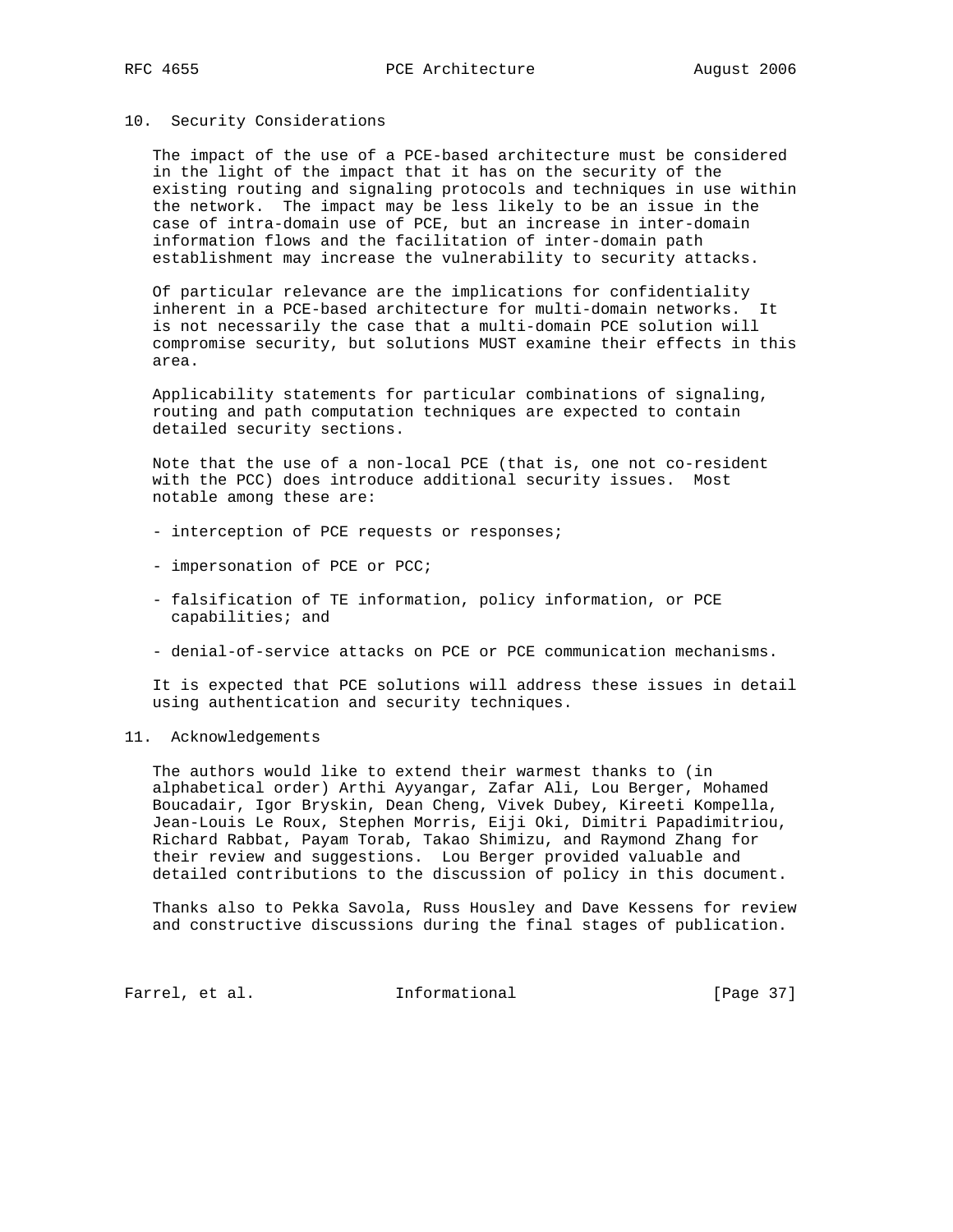## 10. Security Considerations

The impact of the use of a PCE-based architecture must be considered in the light of the impact that it has on the security of the existing routing and signaling protocols and techniques in use within the network. The impact may be less likely to be an issue in the case of intra-domain use of PCE, but an increase in inter-domain information flows and the facilitation of inter-domain path establishment may increase the vulnerability to security attacks.

Of particular relevance are the implications for confidentiality inherent in a PCE-based architecture for multi-domain networks. It is not necessarily the case that a multi-domain PCE solution will compromise security, but solutions MUST examine their effects in this area.

Applicability statements for particular combinations of signaling, routing and path computation techniques are expected to contain detailed security sections.

Note that the use of a non-local PCE (that is, one not co-resident with the PCC) does introduce additional security issues. Most notable among these are:

- interception of PCE requests or responses;
- impersonation of PCE or PCC;
- falsification of TE information, policy information, or PCE capabilities; and
- denial-of-service attacks on PCE or PCE communication mechanisms.

It is expected that PCE solutions will address these issues in detail using authentication and security techniques.

## 11. Acknowledgements

The authors would like to extend their warmest thanks to (in alphabetical order) Arthi Ayyangar, Zafar Ali, Lou Berger, Mohamed Boucadair, Igor Bryskin, Dean Cheng, Vivek Dubey, Kireeti Kompella, Jean-Louis Le Roux, Stephen Morris, Eiji Oki, Dimitri Papadimitriou, Richard Rabbat, Payam Torab, Takao Shimizu, and Raymond Zhang for their review and suggestions. Lou Berger provided valuable and detailed contributions to the discussion of policy in this document.

Thanks also to Pekka Savola, Russ Housley and Dave Kessens for review and constructive discussions during the final stages of publication.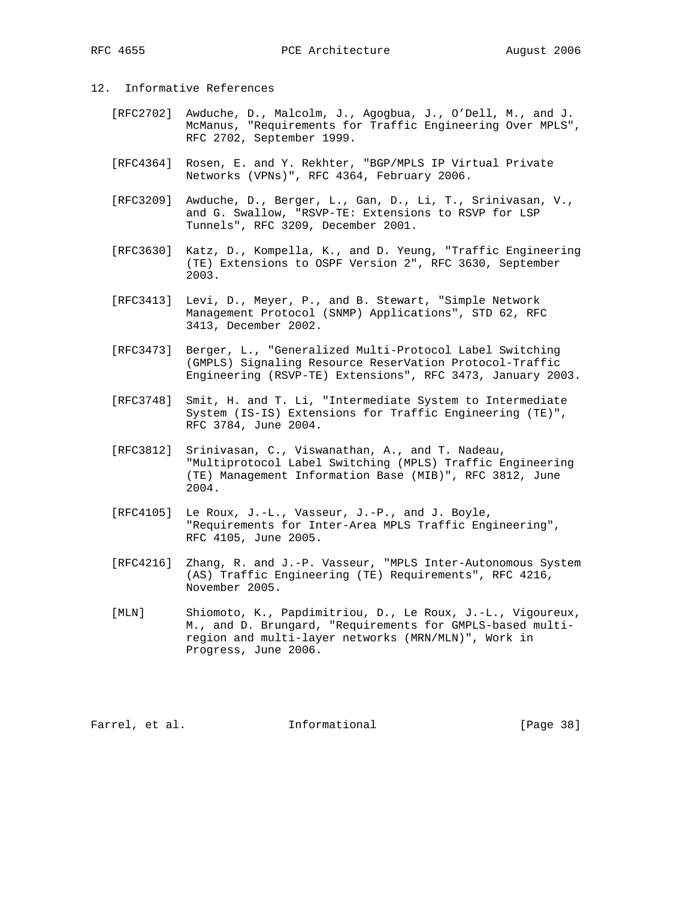## 12. Informative References

[RFC2702] Awduche, D., Malcolm, J., Agogbua, J., O'Dell, M., and J. McManus, "Requirements for Traffic Engineering Over MPLS", RFC 2702, September 1999.

[RFC4364] Rosen, E. and Y. Rekhter, "BGP/MPLS IP Virtual Private Networks (VPNs)", RFC 4364, February 2006.

[RFC3209] Awduche, D., Berger, L., Gan, D., Li, T., Srinivasan, V., and G. Swallow, "RSVP-TE: Extensions to RSVP for LSP Tunnels", RFC 3209, December 2001.

[RFC3630] Katz, D., Kompella, K., and D. Yeung, "Traffic Engineering (TE) Extensions to OSPF Version 2", RFC 3630, September 2003.

[RFC3413] Levi, D., Meyer, P., and B. Stewart, "Simple Network Management Protocol (SNMP) Applications", STD 62, RFC 3413, December 2002.

[RFC3473] Berger, L., "Generalized Multi-Protocol Label Switching (GMPLS) Signaling Resource ReserVation Protocol-Traffic Engineering (RSVP-TE) Extensions", RFC 3473, January 2003.

[RFC3748] Smit, H. and T. Li, "Intermediate System to Intermediate System (IS-IS) Extensions for Traffic Engineering (TE)", RFC 3784, June 2004.

[RFC3812] Srinivasan, C., Viswanathan, A., and T. Nadeau, "Multiprotocol Label Switching (MPLS) Traffic Engineering (TE) Management Information Base (MIB)", RFC 3812, June 2004.

[RFC4105] Le Roux, J.-L., Vasseur, J.-P., and J. Boyle, "Requirements for Inter-Area MPLS Traffic Engineering", RFC 4105, June 2005.

[RFC4216] Zhang, R. and J.-P. Vasseur, "MPLS Inter-Autonomous System (AS) Traffic Engineering (TE) Requirements", RFC 4216, November 2005.

[MLN] Shiomoto, K., Papdimitriou, D., Le Roux, J.-L., Vigoureux, M., and D. Brungard, "Requirements for GMPLS-based multi-region and multi-layer networks (MRN/MLN)", Work in Progress, June 2006.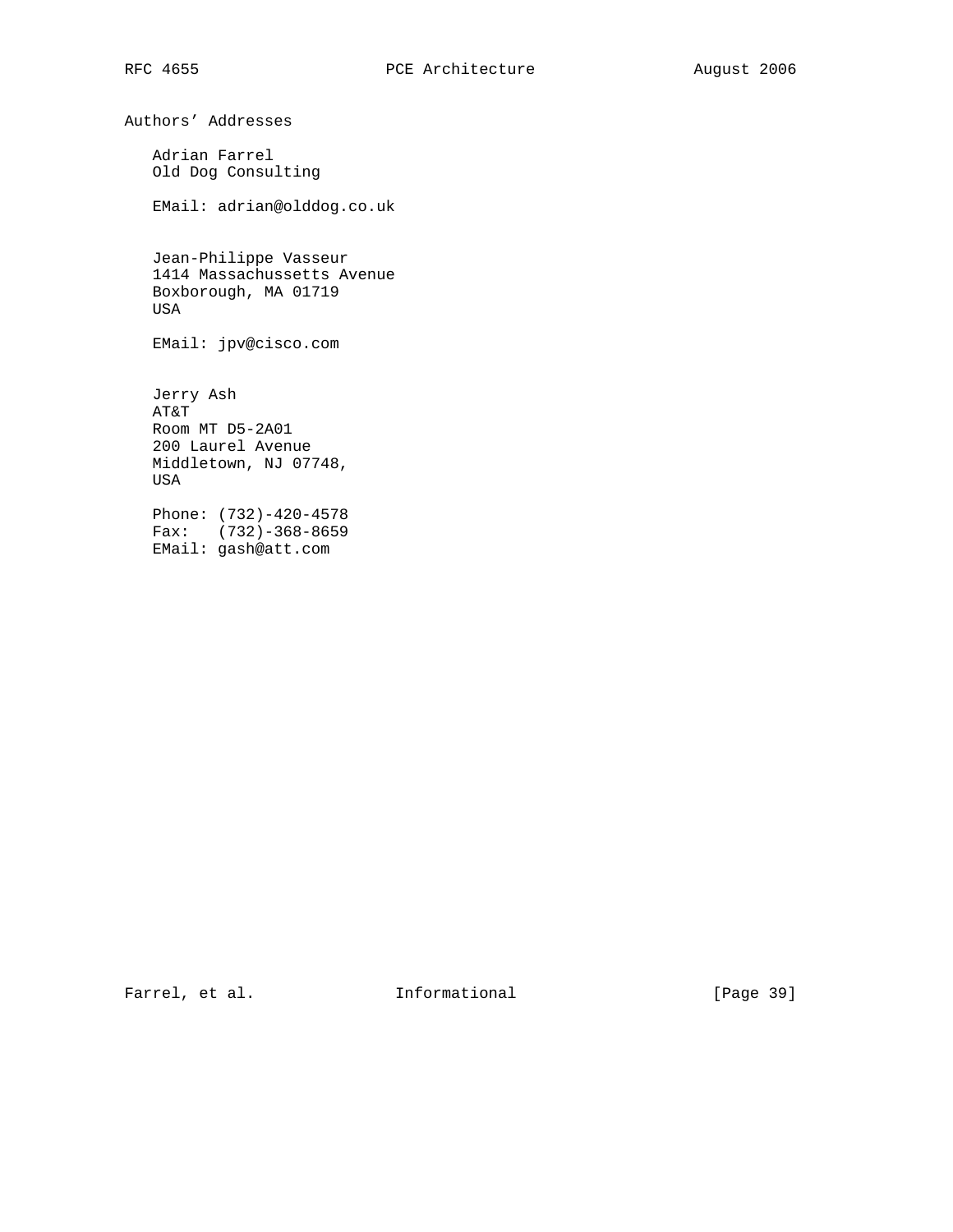## Authors' Addresses

Adrian Farrel
Old Dog Consulting

EMail: adrian@olddog.co.uk

Jean-Philippe Vasseur
1414 Massachussetts Avenue
Boxborough, MA 01719
USA

EMail: jpv@cisco.com

Jerry Ash
AT&T
Room MT D5-2A01
200 Laurel Avenue
Middletown, NJ 07748,
USA

Phone: (732)-420-4578
Fax: (732)-368-8659
EMail: gash@att.com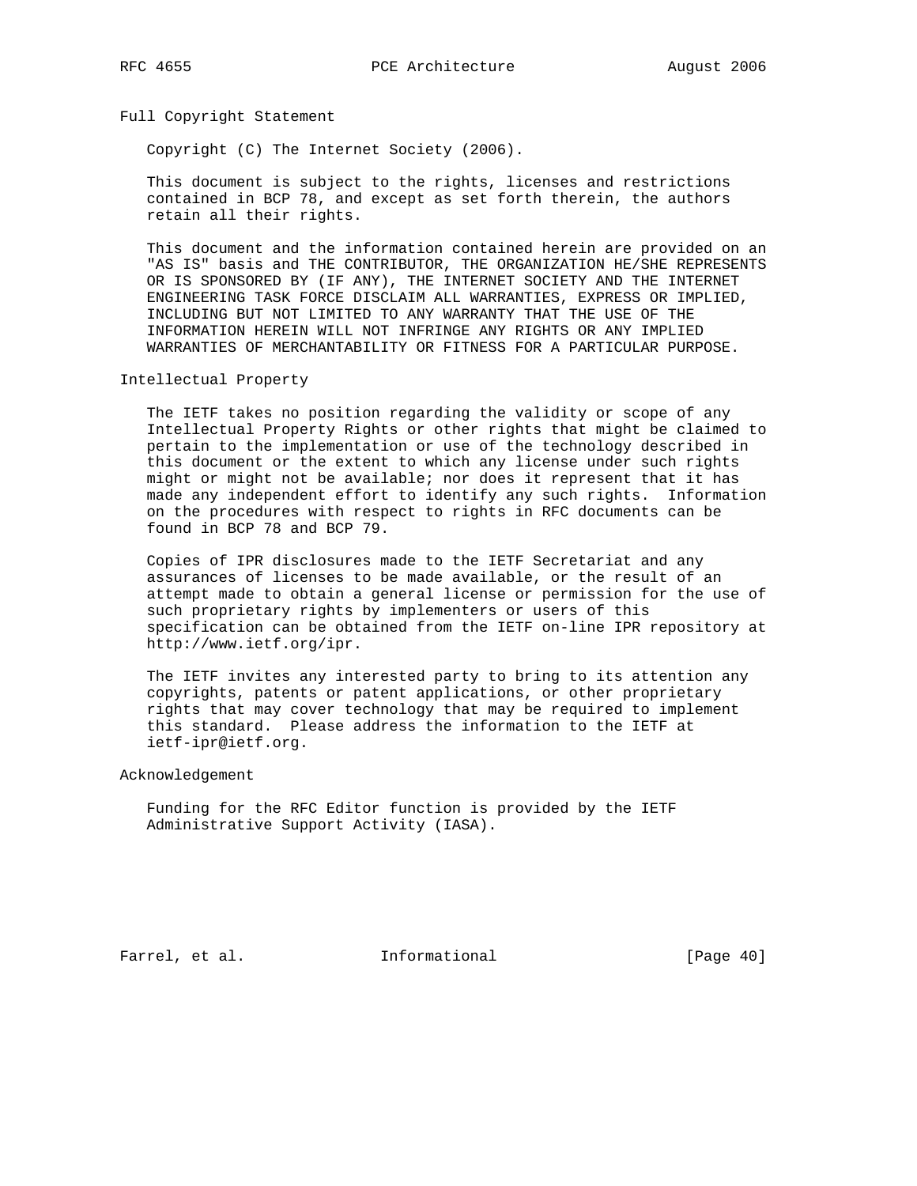## Full Copyright Statement

Copyright (C) The Internet Society (2006).

This document is subject to the rights, licenses and restrictions contained in BCP 78, and except as set forth therein, the authors retain all their rights.

This document and the information contained herein are provided on an "AS IS" basis and THE CONTRIBUTOR, THE ORGANIZATION HE/SHE REPRESENTS OR IS SPONSORED BY (IF ANY), THE INTERNET SOCIETY AND THE INTERNET ENGINEERING TASK FORCE DISCLAIM ALL WARRANTIES, EXPRESS OR IMPLIED, INCLUDING BUT NOT LIMITED TO ANY WARRANTY THAT THE USE OF THE INFORMATION HEREIN WILL NOT INFRINGE ANY RIGHTS OR ANY IMPLIED WARRANTIES OF MERCHANTABILITY OR FITNESS FOR A PARTICULAR PURPOSE.

## Intellectual Property

The IETF takes no position regarding the validity or scope of any Intellectual Property Rights or other rights that might be claimed to pertain to the implementation or use of the technology described in this document or the extent to which any license under such rights might or might not be available; nor does it represent that it has made any independent effort to identify any such rights. Information on the procedures with respect to rights in RFC documents can be found in BCP 78 and BCP 79.

Copies of IPR disclosures made to the IETF Secretariat and any assurances of licenses to be made available, or the result of an attempt made to obtain a general license or permission for the use of such proprietary rights by implementers or users of this specification can be obtained from the IETF on-line IPR repository at http://www.ietf.org/ipr.

The IETF invites any interested party to bring to its attention any copyrights, patents or patent applications, or other proprietary rights that may cover technology that may be required to implement this standard. Please address the information to the IETF at ietf-ipr@ietf.org.

## Acknowledgement

Funding for the RFC Editor function is provided by the IETF Administrative Support Activity (IASA).